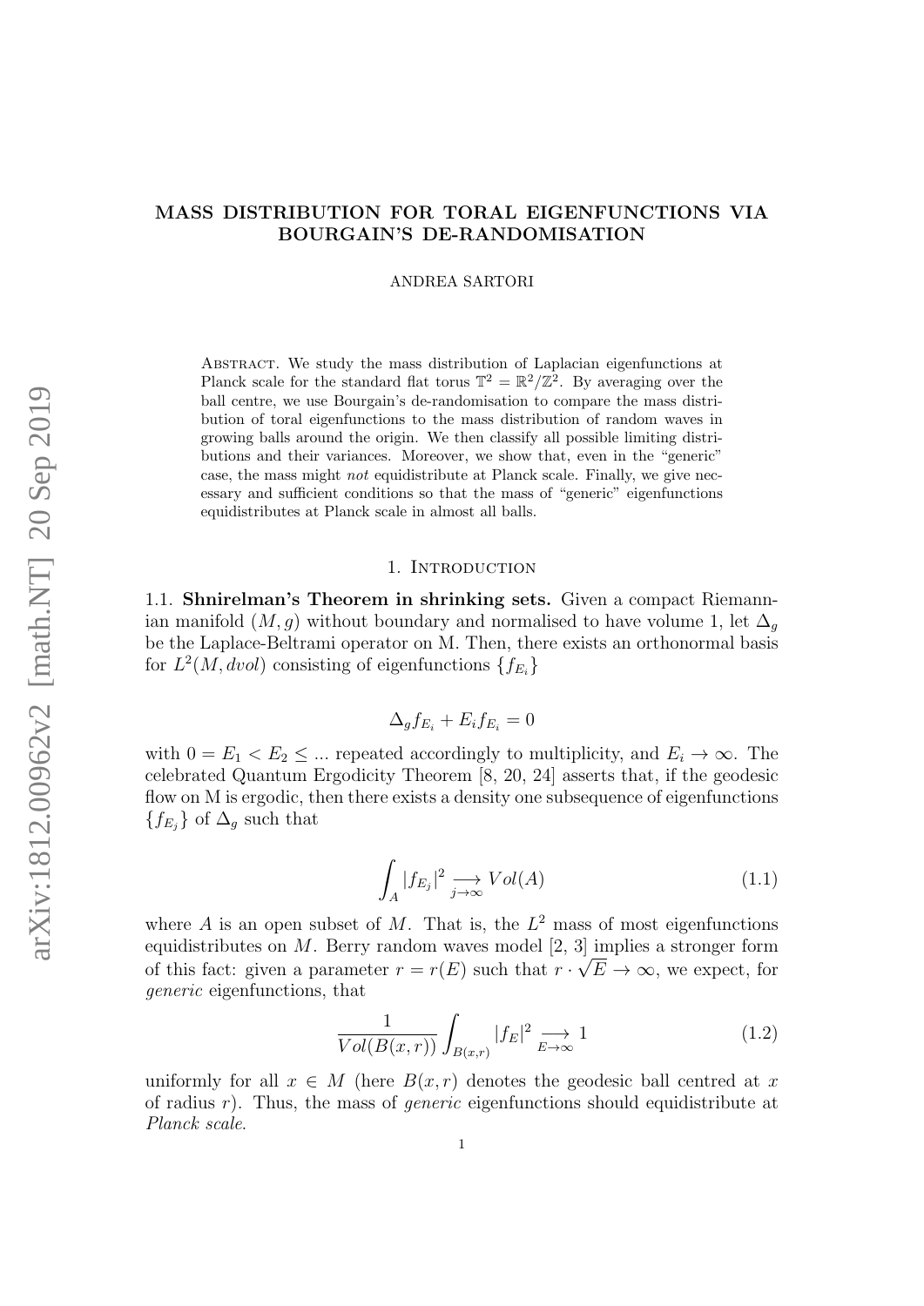# MASS DISTRIBUTION FOR TORAL EIGENFUNCTIONS VIA BOURGAIN'S DE-RANDOMISATION

ANDREA SARTORI

Abstract. We study the mass distribution of Laplacian eigenfunctions at Planck scale for the standard flat torus $\mathbb{T}^2 = \mathbb{R}^2/\mathbb{Z}^2$. By averaging over the ball centre, we use Bourgain's de-randomisation to compare the mass distribution of toral eigenfunctions to the mass distribution of random waves in growing balls around the origin. We then classify all possible limiting distributions and their variances. Moreover, we show that, even in the "generic" case, the mass might *not* equidistribute at Planck scale. Finally, we give necessary and sufficient conditions so that the mass of "generic" eigenfunctions equidistributes at Planck scale in almost all balls.

## 1. Introduction

### 1.1. Shnirelman's Theorem in shrinking sets.

Given a compact Riemannian manifold $(M, g)$ without boundary and normalised to have volume 1, let $\Delta_g$ be the Laplace-Beltrami operator on M. Then, there exists an orthonormal basis for $L^2(M, dvol)$ consisting of eigenfunctions $\{f_{E_i}\}$

$$\Delta_g f_{E_i} + E_i f_{E_i} = 0$$

with $0 = E_1 < E_2 \leq ...$ repeated accordingly to multiplicity, and $E_i \to \infty$. The celebrated Quantum Ergodicity Theorem [8, 20, 24] asserts that, if the geodesic flow on M is ergodic, then there exists a density one subsequence of eigenfunctions $\{f_{E_j}\}$ of $\Delta_g$ such that

$$\int_A |f_{E_j}|^2 \underset{j\to\infty}{\longrightarrow} Vol(A) \tag{1.1}$$

where $A$ is an open subset of $M$. That is, the $L^2$ mass of most eigenfunctions equidistributes on $M$. Berry random waves model [2, 3] implies a stronger form of this fact: given a parameter $r = r(E)$ such that $r \cdot \sqrt{E} \to \infty$, we expect, for *generic* eigenfunctions, that

$$\frac{1}{Vol(B(x,r))} \int_{B(x,r)} |f_E|^2 \underset{E\to\infty}{\longrightarrow} 1 \tag{1.2}$$

uniformly for all $x \in M$ (here $B(x, r)$ denotes the geodesic ball centred at $x$ of radius $r$). Thus, the mass of *generic* eigenfunctions should equidistribute at *Planck scale*.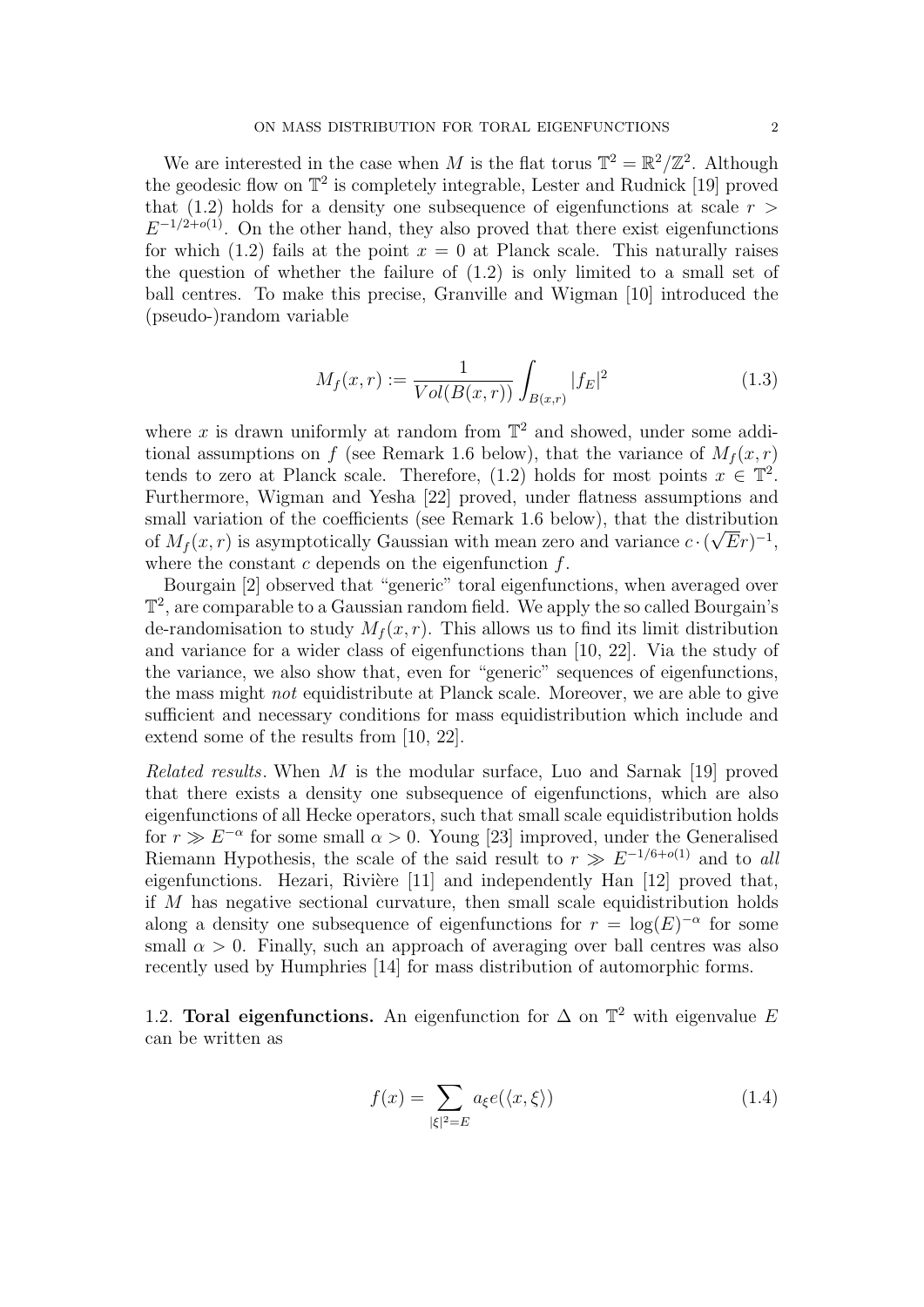We are interested in the case when $M$ is the flat torus $\mathbb{T}^2 = \mathbb{R}^2/\mathbb{Z}^2$. Although the geodesic flow on $\mathbb{T}^2$ is completely integrable, Lester and Rudnick [19] proved that (1.2) holds for a density one subsequence of eigenfunctions at scale $r > E^{-1/2+o(1)}$. On the other hand, they also proved that there exist eigenfunctions for which (1.2) fails at the point $x = 0$ at Planck scale. This naturally raises the question of whether the failure of (1.2) is only limited to a small set of ball centres. To make this precise, Granville and Wigman [10] introduced the (pseudo-)random variable

$$M_f(x,r) := \frac{1}{Vol(B(x,r))} \int_{B(x,r)} |f_E|^2 \tag{1.3}$$

where $x$ is drawn uniformly at random from $\mathbb{T}^2$ and showed, under some additional assumptions on $f$ (see Remark 1.6 below), that the variance of $M_f(x,r)$ tends to zero at Planck scale. Therefore, (1.2) holds for most points $x \in \mathbb{T}^2$. Furthermore, Wigman and Yesha [22] proved, under flatness assumptions and small variation of the coefficients (see Remark 1.6 below), that the distribution of $M_f(x,r)$ is asymptotically Gaussian with mean zero and variance $c \cdot (\sqrt{E}r)^{-1}$, where the constant $c$ depends on the eigenfunction $f$.

Bourgain [2] observed that "generic" toral eigenfunctions, when averaged over $\mathbb{T}^2$, are comparable to a Gaussian random field. We apply the so called Bourgain's de-randomisation to study $M_f(x,r)$. This allows us to find its limit distribution and variance for a wider class of eigenfunctions than [10, 22]. Via the study of the variance, we also show that, even for "generic" sequences of eigenfunctions, the mass might *not* equidistribute at Planck scale. Moreover, we are able to give sufficient and necessary conditions for mass equidistribution which include and extend some of the results from [10, 22].

*Related results*. When $M$ is the modular surface, Luo and Sarnak [19] proved that there exists a density one subsequence of eigenfunctions, which are also eigenfunctions of all Hecke operators, such that small scale equidistribution holds for $r \gg E^{-\alpha}$ for some small $\alpha > 0$. Young [23] improved, under the Generalised Riemann Hypothesis, the scale of the said result to $r \gg E^{-1/6+o(1)}$ and to *all* eigenfunctions. Hezari, Rivière [11] and independently Han [12] proved that, if $M$ has negative sectional curvature, then small scale equidistribution holds along a density one subsequence of eigenfunctions for $r = \log(E)^{-\alpha}$ for some small $\alpha > 0$. Finally, such an approach of averaging over ball centres was also recently used by Humphries [14] for mass distribution of automorphic forms.

## 1.2. **Toral eigenfunctions.**

An eigenfunction for $\Delta$ on $\mathbb{T}^2$ with eigenvalue $E$ can be written as

$$f(x) = \sum_{|\xi|^2 = E} a_\xi e(\langle x, \xi \rangle) \tag{1.4}$$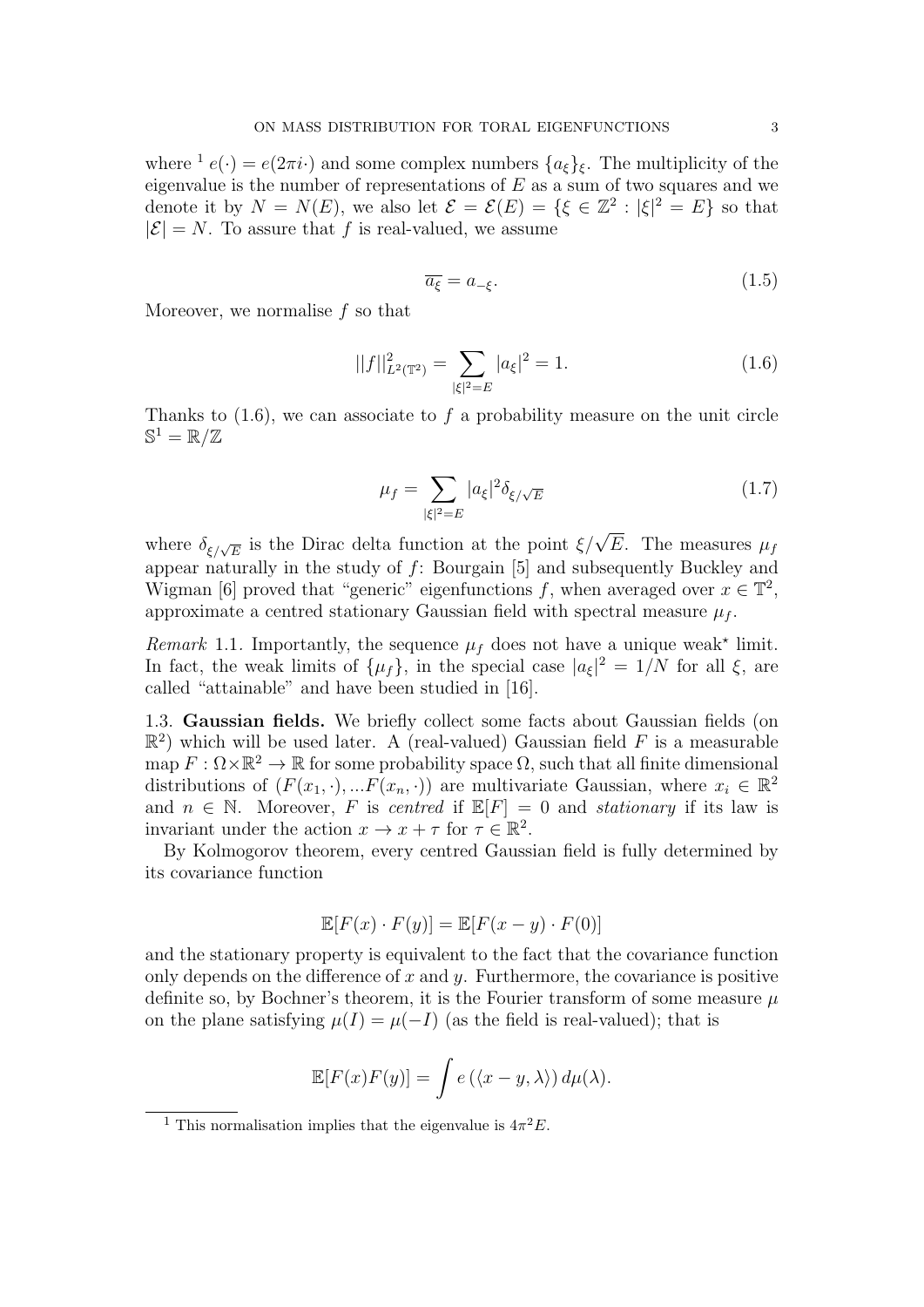where [1] $e(\cdot) = e(2\pi i \cdot)$ and some complex numbers $\{a_\xi\}_\xi$. The multiplicity of the eigenvalue is the number of representations of $E$ as a sum of two squares and we denote it by $N = N(E)$, we also let $\mathcal{E} = \mathcal{E}(E) = \{\xi \in \mathbb{Z}^2 : |\xi|^2 = E\}$ so that $|\mathcal{E}| = N$. To assure that $f$ is real-valued, we assume

$$\overline{a_\xi} = a_{-\xi}. \tag{1.5}$$

Moreover, we normalise $f$ so that

$$||f||^2_{L^2(\mathbb{T}^2)} = \sum_{|\xi|^2 = E} |a_\xi|^2 = 1. \tag{1.6}$$

Thanks to (1.6), we can associate to $f$ a probability measure on the unit circle $\mathbb{S}^1 = \mathbb{R}/\mathbb{Z}$

$$\mu_f = \sum_{|\xi|^2 = E} |a_\xi|^2 \delta_{\xi/\sqrt{E}} \tag{1.7}$$

where $\delta_{\xi/\sqrt{E}}$ is the Dirac delta function at the point $\xi/\sqrt{E}$. The measures $\mu_f$ appear naturally in the study of $f$: Bourgain [5] and subsequently Buckley and Wigman [6] proved that "generic" eigenfunctions $f$, when averaged over $x \in \mathbb{T}^2$, approximate a centred stationary Gaussian field with spectral measure $\mu_f$.

*Remark* 1.1. Importantly, the sequence $\mu_f$ does not have a unique weak$^\star$ limit. In fact, the weak limits of $\{\mu_f\}$, in the special case $|a_\xi|^2 = 1/N$ for all $\xi$, are called "attainable" and have been studied in [16].

1.3. **Gaussian fields.** We briefly collect some facts about Gaussian fields (on $\mathbb{R}^2$) which will be used later. A (real-valued) Gaussian field $F$ is a measurable map $F : \Omega \times \mathbb{R}^2 \to \mathbb{R}$ for some probability space $\Omega$, such that all finite dimensional distributions of $(F(x_1, \cdot), ...F(x_n, \cdot))$ are multivariate Gaussian, where $x_i \in \mathbb{R}^2$ and $n \in \mathbb{N}$. Moreover, $F$ is *centred* if $\mathbb{E}[F] = 0$ and *stationary* if its law is invariant under the action $x \to x + \tau$ for $\tau \in \mathbb{R}^2$.

By Kolmogorov theorem, every centred Gaussian field is fully determined by its covariance function

$$\mathbb{E}[F(x) \cdot F(y)] = \mathbb{E}[F(x - y) \cdot F(0)]$$

and the stationary property is equivalent to the fact that the covariance function only depends on the difference of $x$ and $y$. Furthermore, the covariance is positive definite so, by Bochner's theorem, it is the Fourier transform of some measure $\mu$ on the plane satisfying $\mu(I) = \mu(-I)$ (as the field is real-valued); that is

$$\mathbb{E}[F(x)F(y)] = \int e\left(\langle x - y, \lambda \rangle\right) d\mu(\lambda).$$

[1] This normalisation implies that the eigenvalue is $4\pi^2 E$.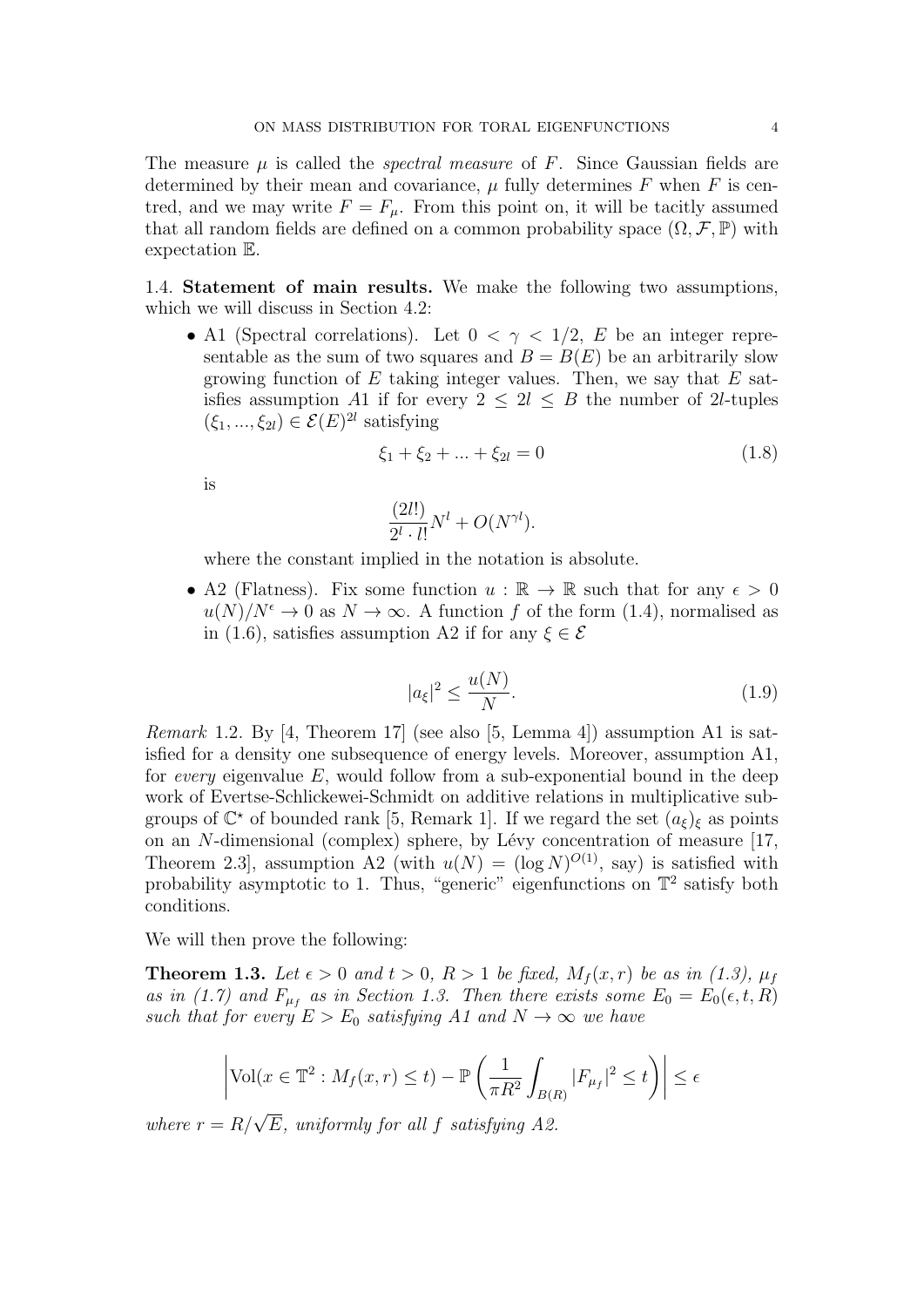The measure $\mu$ is called the *spectral measure* of $F$. Since Gaussian fields are determined by their mean and covariance, $\mu$ fully determines $F$ when $F$ is centred, and we may write $F = F_\mu$. From this point on, it will be tacitly assumed that all random fields are defined on a common probability space $(\Omega, \mathcal{F}, \mathbb{P})$ with expectation $\mathbb{E}$.

### 1.4. Statement of main results.

We make the following two assumptions, which we will discuss in Section 4.2:

- A1 (Spectral correlations). Let $0 < \gamma < 1/2$, $E$ be an integer representable as the sum of two squares and $B = B(E)$ be an arbitrarily slow growing function of $E$ taking integer values. Then, we say that $E$ satisfies assumption A1 if for every $2 \leq 2l \leq B$ the number of $2l$-tuples $(\xi_1, ..., \xi_{2l}) \in \mathcal{E}(E)^{2l}$ satisfying

$$\xi_1 + \xi_2 + ... + \xi_{2l} = 0 \tag{1.8}$$

  is

$$\frac{(2l!)}{2^l \cdot l!} N^l + O(N^{\gamma l}).$$

  where the constant implied in the notation is absolute.

- A2 (Flatness). Fix some function $u : \mathbb{R} \to \mathbb{R}$ such that for any $\epsilon > 0$ $u(N)/N^\epsilon \to 0$ as $N \to \infty$. A function $f$ of the form (1.4), normalised as in (1.6), satisfies assumption A2 if for any $\xi \in \mathcal{E}$

$$|a_\xi|^2 \leq \frac{u(N)}{N}. \tag{1.9}$$

*Remark* 1.2. By [4, Theorem 17] (see also [5, Lemma 4]) assumption A1 is satisfied for a density one subsequence of energy levels. Moreover, assumption A1, for *every* eigenvalue $E$, would follow from a sub-exponential bound in the deep work of Evertse-Schlickewei-Schmidt on additive relations in multiplicative subgroups of $\mathbb{C}^\star$ of bounded rank [5, Remark 1]. If we regard the set $(a_\xi)_\xi$ as points on an $N$-dimensional (complex) sphere, by Lévy concentration of measure [17, Theorem 2.3], assumption A2 (with $u(N) = (\log N)^{O(1)}$, say) is satisfied with probability asymptotic to 1. Thus, "generic" eigenfunctions on $\mathbb{T}^2$ satisfy both conditions.

We will then prove the following:

**Theorem 1.3.** *Let $\epsilon > 0$ and $t > 0$, $R > 1$ be fixed, $M_f(x, r)$ be as in (1.3), $\mu_f$ as in (1.7) and $F_{\mu_f}$ as in Section 1.3. Then there exists some $E_0 = E_0(\epsilon, t, R)$ such that for every $E > E_0$ satisfying A1 and $N \to \infty$ we have*

$$\left| \text{Vol}(x \in \mathbb{T}^2 : M_f(x, r) \leq t) - \mathbb{P}\left( \frac{1}{\pi R^2} \int_{B(R)} |F_{\mu_f}|^2 \leq t \right) \right| \leq \epsilon$$

*where $r = R/\sqrt{E}$, uniformly for all $f$ satisfying A2.*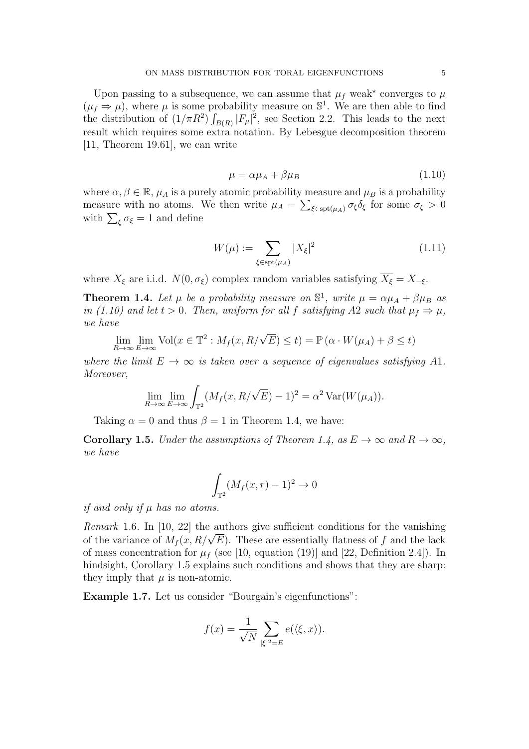Upon passing to a subsequence, we can assume that $\mu_f$ weak$^\star$ converges to $\mu$ ($\mu_f \Rightarrow \mu$), where $\mu$ is some probability measure on $\mathbb{S}^1$. We are then able to find the distribution of $(1/\pi R^2)\int_{B(R)} |F_\mu|^2$, see Section 2.2. This leads to the next result which requires some extra notation. By Lebesgue decomposition theorem [11, Theorem 19.61], we can write

$$\mu = \alpha\mu_A + \beta\mu_B \tag{1.10}$$

where $\alpha, \beta \in \mathbb{R}$, $\mu_A$ is a purely atomic probability measure and $\mu_B$ is a probability measure with no atoms. We then write $\mu_A = \sum_{\xi \in \text{spt}(\mu_A)} \sigma_\xi \delta_\xi$ for some $\sigma_\xi > 0$ with $\sum_\xi \sigma_\xi = 1$ and define

$$W(\mu) := \sum_{\xi \in \text{spt}(\mu_A)} |X_\xi|^2 \tag{1.11}$$

where $X_\xi$ are i.i.d. $N(0, \sigma_\xi)$ complex random variables satisfying $\overline{X_\xi} = X_{-\xi}$.

**Theorem 1.4.** *Let $\mu$ be a probability measure on $\mathbb{S}^1$, write $\mu = \alpha\mu_A + \beta\mu_B$ as in (1.10) and let $t > 0$. Then, uniform for all $f$ satisfying A2 such that $\mu_f \Rightarrow \mu$, we have*

$$\lim_{R\to\infty} \lim_{E\to\infty} \text{Vol}(x \in \mathbb{T}^2 : M_f(x, R/\sqrt{E}) \le t) = \mathbb{P}\left(\alpha \cdot W(\mu_A) + \beta \le t\right)$$

*where the limit $E \to \infty$ is taken over a sequence of eigenvalues satisfying A1. Moreover,*

$$\lim_{R\to\infty} \lim_{E\to\infty} \int_{\mathbb{T}^2} (M_f(x, R/\sqrt{E}) - 1)^2 = \alpha^2 \operatorname{Var}(W(\mu_A)).$$

Taking $\alpha = 0$ and thus $\beta = 1$ in Theorem 1.4, we have:

**Corollary 1.5.** *Under the assumptions of Theorem 1.4, as $E \to \infty$ and $R \to \infty$, we have*

$$\int_{\mathbb{T}^2} (M_f(x, r) - 1)^2 \to 0$$

*if and only if $\mu$ has no atoms.*

*Remark* 1.6. In [10, 22] the authors give sufficient conditions for the vanishing of the variance of $M_f(x, R/\sqrt{E})$. These are essentially flatness of $f$ and the lack of mass concentration for $\mu_f$ (see [10, equation (19)] and [22, Definition 2.4]). In hindsight, Corollary 1.5 explains such conditions and shows that they are sharp: they imply that $\mu$ is non-atomic.

**Example 1.7.** Let us consider "Bourgain's eigenfunctions":

$$f(x) = \frac{1}{\sqrt{N}} \sum_{|\xi|^2 = E} e(\langle \xi, x \rangle).$$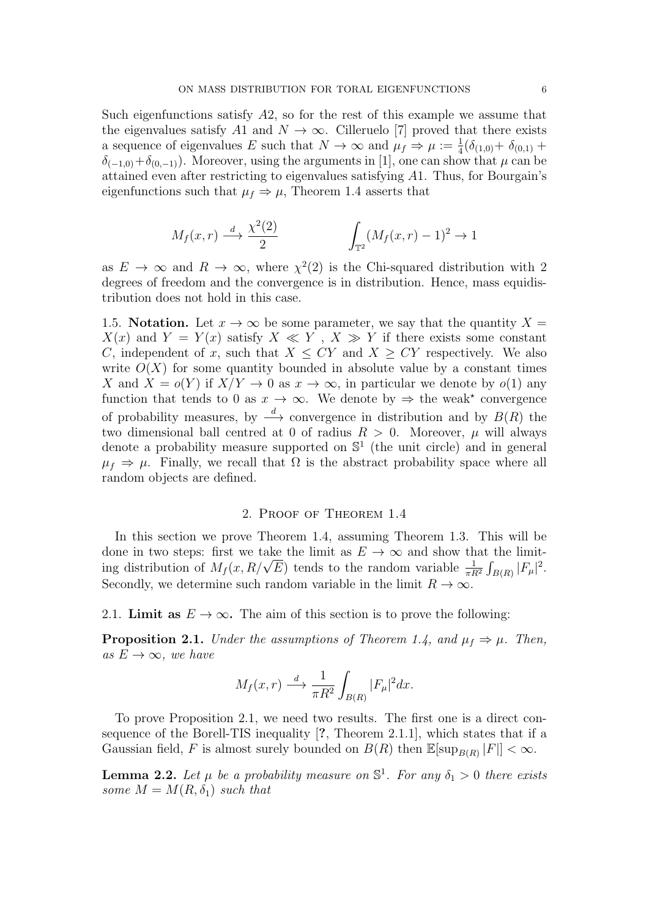Such eigenfunctions satisfy $A2$, so for the rest of this example we assume that the eigenvalues satisfy $A1$ and $N \to \infty$. Cilleruelo [7] proved that there exists a sequence of eigenvalues $E$ such that $N \to \infty$ and $\mu_f \Rightarrow \mu := \frac{1}{4}(\delta_{(1,0)} + \delta_{(0,1)} + \delta_{(-1,0)} + \delta_{(0,-1)})$. Moreover, using the arguments in [1], one can show that $\mu$ can be attained even after restricting to eigenvalues satisfying $A1$. Thus, for Bourgain's eigenfunctions such that $\mu_f \Rightarrow \mu$, Theorem 1.4 asserts that

$$M_f(x,r) \xrightarrow{d} \frac{\chi^2(2)}{2} \qquad\qquad \int_{\mathbb{T}^2} (M_f(x,r)-1)^2 \to 1$$

as $E \to \infty$ and $R \to \infty$, where $\chi^2(2)$ is the Chi-squared distribution with 2 degrees of freedom and the convergence is in distribution. Hence, mass equidistribution does not hold in this case.

1.5. **Notation.** Let $x \to \infty$ be some parameter, we say that the quantity $X = X(x)$ and $Y = Y(x)$ satisfy $X \ll Y$ , $X \gg Y$ if there exists some constant $C$, independent of $x$, such that $X \leq CY$ and $X \geq CY$ respectively. We also write $O(X)$ for some quantity bounded in absolute value by a constant times $X$ and $X = o(Y)$ if $X/Y \to 0$ as $x \to \infty$, in particular we denote by $o(1)$ any function that tends to 0 as $x \to \infty$. We denote by $\Rightarrow$ the weak$^\star$ convergence of probability measures, by $\xrightarrow{d}$ convergence in distribution and by $B(R)$ the two dimensional ball centred at 0 of radius $R > 0$. Moreover, $\mu$ will always denote a probability measure supported on $\mathbb{S}^1$ (the unit circle) and in general $\mu_f \Rightarrow \mu$. Finally, we recall that $\Omega$ is the abstract probability space where all random objects are defined.

## 2. Proof of Theorem 1.4

In this section we prove Theorem 1.4, assuming Theorem 1.3. This will be done in two steps: first we take the limit as $E \to \infty$ and show that the limiting distribution of $M_f(x, R/\sqrt{E})$ tends to the random variable $\frac{1}{\pi R^2}\int_{B(R)} |F_\mu|^2$. Secondly, we determine such random variable in the limit $R \to \infty$.

2.1. **Limit as $E \to \infty$.** The aim of this section is to prove the following:

**Proposition 2.1.** *Under the assumptions of Theorem 1.4, and $\mu_f \Rightarrow \mu$. Then, as $E \to \infty$, we have*

$$M_f(x,r) \xrightarrow{d} \frac{1}{\pi R^2}\int_{B(R)} |F_\mu|^2 dx.$$

To prove Proposition 2.1, we need two results. The first one is a direct consequence of the Borell-TIS inequality [**?**, Theorem 2.1.1], which states that if a Gaussian field, $F$ is almost surely bounded on $B(R)$ then $\mathbb{E}[\sup_{B(R)} |F|] < \infty$.

**Lemma 2.2.** *Let $\mu$ be a probability measure on $\mathbb{S}^1$. For any $\delta_1 > 0$ there exists some $M = M(R, \delta_1)$ such that*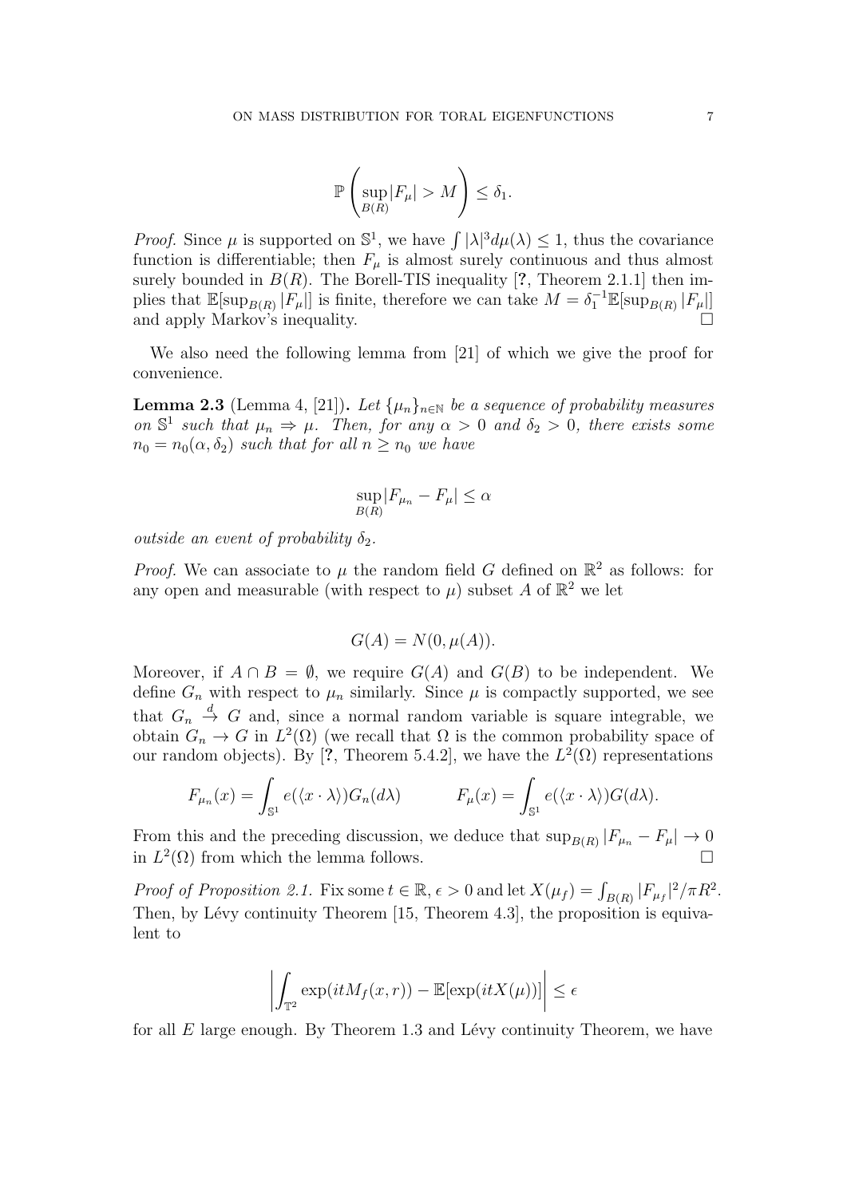$$\mathbb{P}\left(\sup_{B(R)}|F_\mu| > M\right) \leq \delta_1.$$

*Proof.* Since $\mu$ is supported on $\mathbb{S}^1$, we have $\int |\lambda|^3 d\mu(\lambda) \leq 1$, thus the covariance function is differentiable; then $F_\mu$ is almost surely continuous and thus almost surely bounded in $B(R)$. The Borell-TIS inequality [?, Theorem 2.1.1] then implies that $\mathbb{E}[\sup_{B(R)}|F_\mu|]$ is finite, therefore we can take $M = \delta_1^{-1}\mathbb{E}[\sup_{B(R)}|F_\mu|]$ and apply Markov's inequality. □

We also need the following lemma from [21] of which we give the proof for convenience.

**Lemma 2.3** (Lemma 4, [21])**.** *Let $\{\mu_n\}_{n\in\mathbb{N}}$ be a sequence of probability measures on $\mathbb{S}^1$ such that $\mu_n \Rightarrow \mu$. Then, for any $\alpha > 0$ and $\delta_2 > 0$, there exists some $n_0 = n_0(\alpha, \delta_2)$ such that for all $n \geq n_0$ we have*

$$\sup_{B(R)}|F_{\mu_n} - F_\mu| \leq \alpha$$

*outside an event of probability $\delta_2$.*

*Proof.* We can associate to $\mu$ the random field $G$ defined on $\mathbb{R}^2$ as follows: for any open and measurable (with respect to $\mu$) subset $A$ of $\mathbb{R}^2$ we let

$$G(A) = N(0, \mu(A)).$$

Moreover, if $A \cap B = \emptyset$, we require $G(A)$ and $G(B)$ to be independent. We define $G_n$ with respect to $\mu_n$ similarly. Since $\mu$ is compactly supported, we see that $G_n \xrightarrow{d} G$ and, since a normal random variable is square integrable, we obtain $G_n \to G$ in $L^2(\Omega)$ (we recall that $\Omega$ is the common probability space of our random objects). By [?, Theorem 5.4.2], we have the $L^2(\Omega)$ representations

$$F_{\mu_n}(x) = \int_{\mathbb{S}^1} e(\langle x \cdot \lambda \rangle) G_n(d\lambda) \qquad\qquad F_\mu(x) = \int_{\mathbb{S}^1} e(\langle x \cdot \lambda \rangle) G(d\lambda).$$

From this and the preceding discussion, we deduce that $\sup_{B(R)}|F_{\mu_n} - F_\mu| \to 0$ in $L^2(\Omega)$ from which the lemma follows. □

*Proof of Proposition 2.1.* Fix some $t \in \mathbb{R}$, $\epsilon > 0$ and let $X(\mu_f) = \int_{B(R)} |F_{\mu_f}|^2/\pi R^2$. Then, by Lévy continuity Theorem [15, Theorem 4.3], the proposition is equivalent to

$$\left| \int_{\mathbb{T}^2} \exp(itM_f(x,r)) - \mathbb{E}[\exp(itX(\mu))] \right| \leq \epsilon$$

for all $E$ large enough. By Theorem 1.3 and Lévy continuity Theorem, we have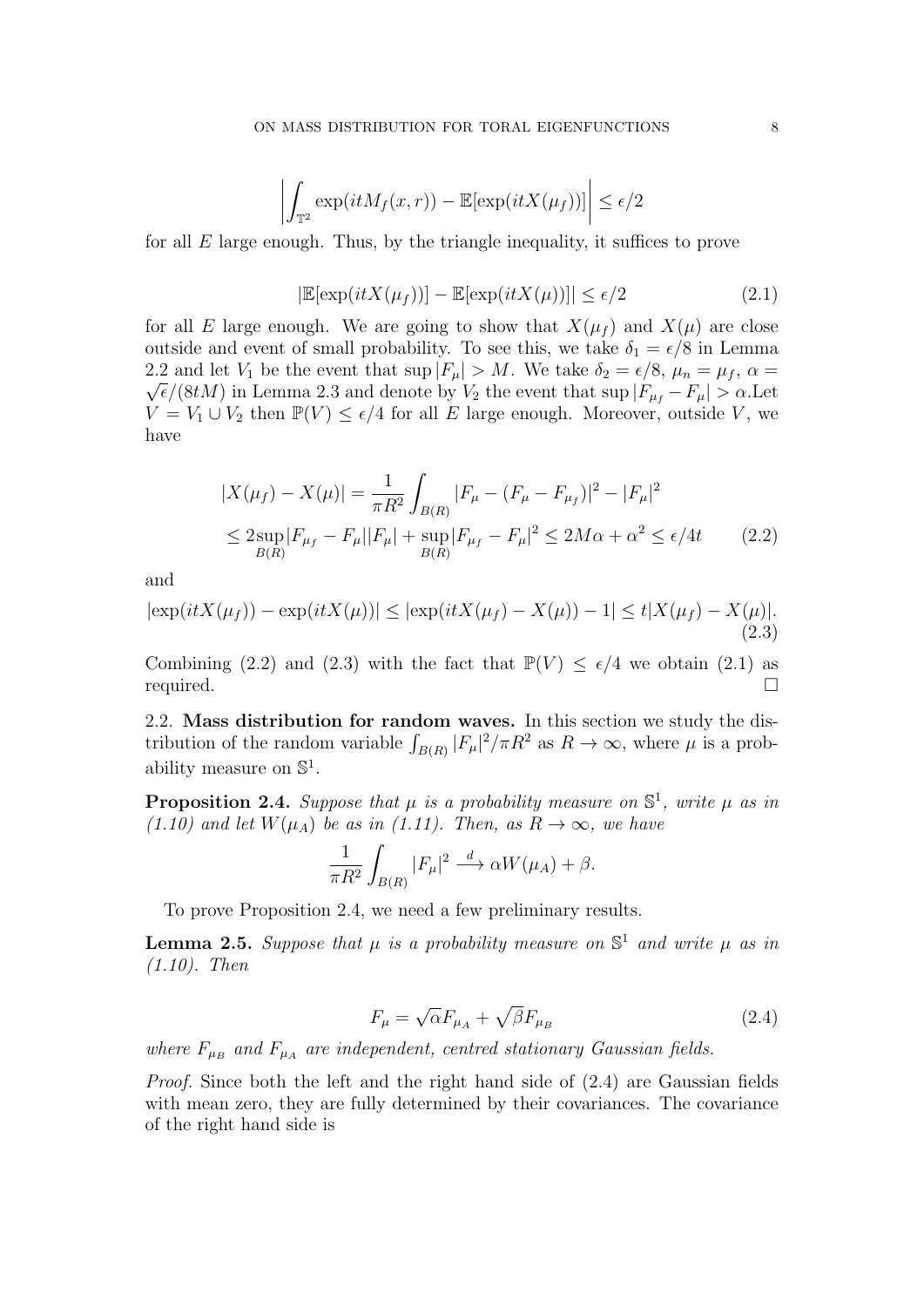$$\left| \int_{\mathbb{T}^2} \exp(itM_f(x,r)) - \mathbb{E}[\exp(itX(\mu_f))] \right| \leq \epsilon/2$$

for all $E$ large enough. Thus, by the triangle inequality, it suffices to prove

$$|\mathbb{E}[\exp(itX(\mu_f))] - \mathbb{E}[\exp(itX(\mu))]| \leq \epsilon/2 \tag{2.1}$$

for all $E$ large enough. We are going to show that $X(\mu_f)$ and $X(\mu)$ are close outside and event of small probability. To see this, we take $\delta_1 = \epsilon/8$ in Lemma 2.2 and let $V_1$ be the event that $\sup |F_\mu| > M$. We take $\delta_2 = \epsilon/8$, $\mu_n = \mu_f$, $\alpha = \sqrt{\epsilon}/(8tM)$ in Lemma 2.3 and denote by $V_2$ the event that $\sup |F_{\mu_f} - F_\mu| > \alpha$.Let $V = V_1 \cup V_2$ then $\mathbb{P}(V) \leq \epsilon/4$ for all $E$ large enough. Moreover, outside $V$, we have

$$\begin{aligned}
|X(\mu_f) - X(\mu)| &= \frac{1}{\pi R^2} \int_{B(R)} |F_\mu - (F_\mu - F_{\mu_f})|^2 - |F_\mu|^2 \\
&\leq 2 \sup_{B(R)} |F_{\mu_f} - F_\mu||F_\mu| + \sup_{B(R)} |F_{\mu_f} - F_\mu|^2 \leq 2M\alpha + \alpha^2 \leq \epsilon/4t
\end{aligned} \tag{2.2}$$

and

$$|\exp(itX(\mu_f)) - \exp(itX(\mu))| \leq |\exp(itX(\mu_f) - X(\mu)) - 1| \leq t|X(\mu_f) - X(\mu)|. \tag{2.3}$$

Combining (2.2) and (2.3) with the fact that $\mathbb{P}(V) \leq \epsilon/4$ we obtain (2.1) as required. $\square$

## 2.2. Mass distribution for random waves.

In this section we study the distribution of the random variable $\int_{B(R)} |F_\mu|^2/\pi R^2$ as $R \to \infty$, where $\mu$ is a probability measure on $\mathbb{S}^1$.

**Proposition 2.4.** *Suppose that $\mu$ is a probability measure on $\mathbb{S}^1$, write $\mu$ as in (1.10) and let $W(\mu_A)$ be as in (1.11). Then, as $R \to \infty$, we have*

$$\frac{1}{\pi R^2} \int_{B(R)} |F_\mu|^2 \xrightarrow{d} \alpha W(\mu_A) + \beta.$$

To prove Proposition 2.4, we need a few preliminary results.

**Lemma 2.5.** *Suppose that $\mu$ is a probability measure on $\mathbb{S}^1$ and write $\mu$ as in (1.10). Then*

$$F_\mu = \sqrt{\alpha} F_{\mu_A} + \sqrt{\beta} F_{\mu_B} \tag{2.4}$$

*where $F_{\mu_B}$ and $F_{\mu_A}$ are independent, centred stationary Gaussian fields.*

*Proof.* Since both the left and the right hand side of (2.4) are Gaussian fields with mean zero, they are fully determined by their covariances. The covariance of the right hand side is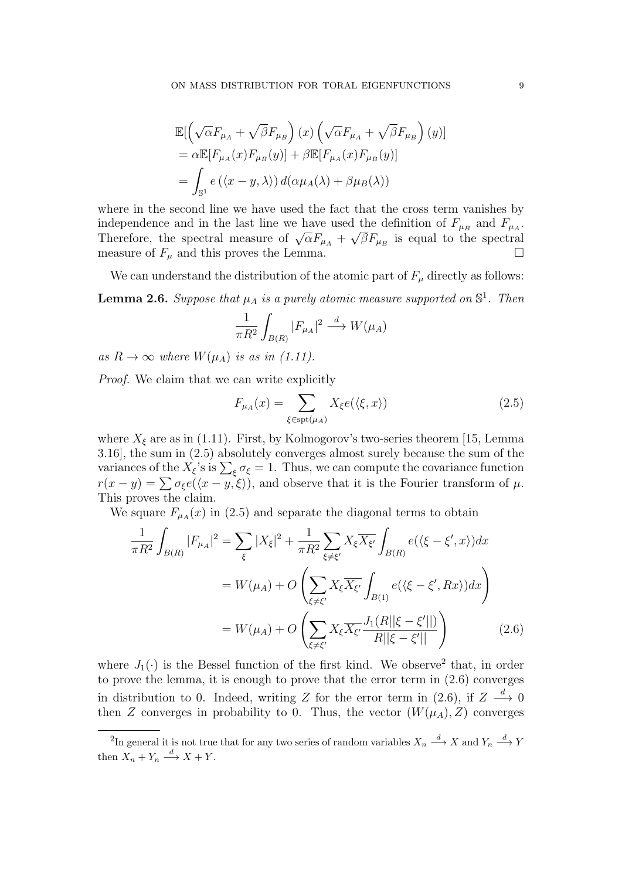$$
\begin{aligned}
&\mathbb{E}[\left(\sqrt{\alpha}F_{\mu_A}+\sqrt{\beta}F_{\mu_B}\right)(x)\left(\sqrt{\alpha}F_{\mu_A}+\sqrt{\beta}F_{\mu_B}\right)(y)]\\
&=\alpha\mathbb{E}[F_{\mu_A}(x)F_{\mu_B}(y)]+\beta\mathbb{E}[F_{\mu_A}(x)F_{\mu_B}(y)]\\
&=\int_{\mathbb{S}^1} e\left(\langle x-y,\lambda\rangle\right)d(\alpha\mu_A(\lambda)+\beta\mu_B(\lambda))
\end{aligned}
$$

where in the second line we have used the fact that the cross term vanishes by independence and in the last line we have used the definition of $F_{\mu_B}$ and $F_{\mu_A}$. Therefore, the spectral measure of $\sqrt{\alpha}F_{\mu_A}+\sqrt{\beta}F_{\mu_B}$ is equal to the spectral measure of $F_{\mu}$ and this proves the Lemma. □

We can understand the distribution of the atomic part of $F_\mu$ directly as follows:

**Lemma 2.6.** *Suppose that $\mu_A$ is a purely atomic measure supported on $\mathbb{S}^1$. Then*

$$
\frac{1}{\pi R^2}\int_{B(R)}|F_{\mu_A}|^2 \xrightarrow{d} W(\mu_A)
$$

*as $R\to\infty$ where $W(\mu_A)$ is as in (1.11).*

*Proof.* We claim that we can write explicitly

$$
F_{\mu_A}(x)=\sum_{\xi\in \mathrm{spt}(\mu_A)} X_\xi e(\langle \xi, x\rangle) \tag{2.5}
$$

where $X_\xi$ are as in (1.11). First, by Kolmogorov's two-series theorem [15, Lemma 3.16], the sum in (2.5) absolutely converges almost surely because the sum of the variances of the $X_\xi$'s is $\sum_\xi \sigma_\xi=1$. Thus, we can compute the covariance function $r(x-y)=\sum \sigma_\xi e(\langle x-y,\xi\rangle)$, and observe that it is the Fourier transform of $\mu$. This proves the claim.

We square $F_{\mu_A}(x)$ in (2.5) and separate the diagonal terms to obtain

$$
\begin{aligned}
\frac{1}{\pi R^2}\int_{B(R)}|F_{\mu_A}|^2 &= \sum_\xi |X_\xi|^2+\frac{1}{\pi R^2}\sum_{\xi\neq\xi'}X_\xi\overline{X_{\xi'}}\int_{B(R)}e(\langle \xi-\xi', x\rangle)dx\\
&= W(\mu_A)+O\left(\sum_{\xi\neq\xi'}X_\xi\overline{X_{\xi'}}\int_{B(1)}e(\langle \xi-\xi', Rx\rangle)dx\right)\\
&= W(\mu_A)+O\left(\sum_{\xi\neq\xi'}X_\xi\overline{X_{\xi'}}\frac{J_1(R||\xi-\xi'||)}{R||\xi-\xi'||}\right)
\end{aligned} \tag{2.6}
$$

where $J_1(\cdot)$ is the Bessel function of the first kind. We observe[2] that, in order to prove the lemma, it is enough to prove that the error term in (2.6) converges in distribution to 0. Indeed, writing $Z$ for the error term in (2.6), if $Z\xrightarrow{d}0$ then $Z$ converges in probability to 0. Thus, the vector $(W(\mu_A),Z)$ converges

[2] In general it is not true that for any two series of random variables $X_n\xrightarrow{d}X$ and $Y_n\xrightarrow{d}Y$ then $X_n+Y_n\xrightarrow{d}X+Y$.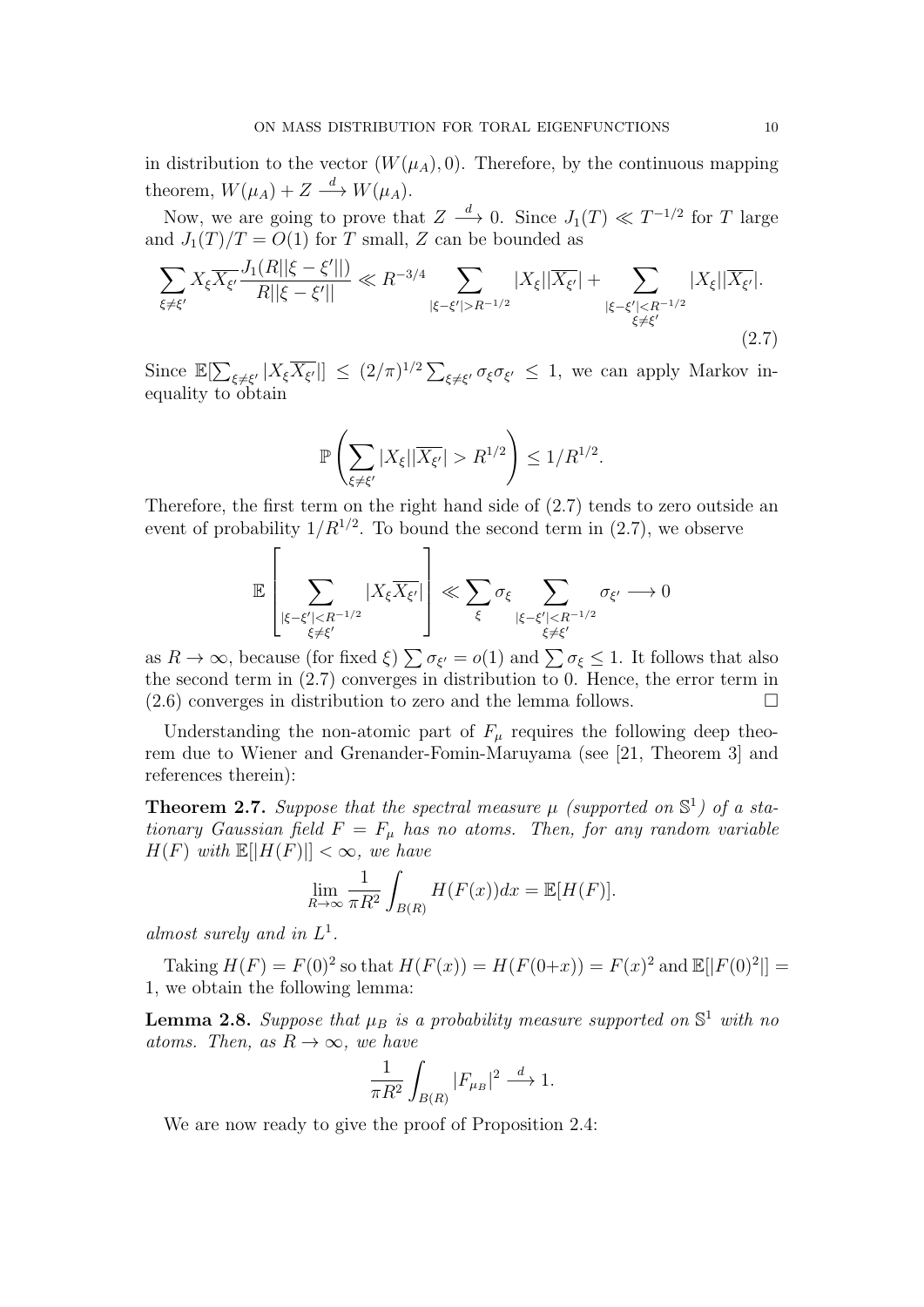in distribution to the vector $(W(\mu_A), 0)$. Therefore, by the continuous mapping theorem, $W(\mu_A) + Z \xrightarrow{d} W(\mu_A)$.

Now, we are going to prove that $Z \xrightarrow{d} 0$. Since $J_1(T) \ll T^{-1/2}$ for $T$ large and $J_1(T)/T = O(1)$ for $T$ small, $Z$ can be bounded as

$$\sum_{\xi \neq \xi'} X_\xi \overline{X_{\xi'}} \frac{J_1(R||\xi - \xi'||)}{R||\xi - \xi'||} \ll R^{-3/4} \sum_{|\xi - \xi'| > R^{-1/2}} |X_\xi||\overline{X_{\xi'}}| + \sum_{\substack{|\xi - \xi'| < R^{-1/2} \\ \xi \neq \xi'}} |X_\xi||\overline{X_{\xi'}}|. \tag{2.7}$$

Since $\mathbb{E}[\sum_{\xi \neq \xi'} |X_\xi \overline{X_{\xi'}}|] \leq (2/\pi)^{1/2} \sum_{\xi \neq \xi'} \sigma_\xi \sigma_{\xi'} \leq 1$, we can apply Markov inequality to obtain

$$\mathbb{P}\left( \sum_{\xi \neq \xi'} |X_\xi||\overline{X_{\xi'}}| > R^{1/2} \right) \leq 1/R^{1/2}.$$

Therefore, the first term on the right hand side of (2.7) tends to zero outside an event of probability $1/R^{1/2}$. To bound the second term in (2.7), we observe

$$\mathbb{E}\left[ \sum_{\substack{|\xi - \xi'| < R^{-1/2} \\ \xi \neq \xi'}} |X_\xi \overline{X_{\xi'}}| \right] \ll \sum_\xi \sigma_\xi \sum_{\substack{|\xi - \xi'| < R^{-1/2} \\ \xi \neq \xi'}} \sigma_{\xi'} \longrightarrow 0$$

as $R \to \infty$, because (for fixed $\xi$) $\sum \sigma_{\xi'} = o(1)$ and $\sum \sigma_\xi \leq 1$. It follows that also the second term in (2.7) converges in distribution to 0. Hence, the error term in (2.6) converges in distribution to zero and the lemma follows. $\square$

Understanding the non-atomic part of $F_\mu$ requires the following deep theorem due to Wiener and Grenander-Fomin-Maruyama (see [21, Theorem 3] and references therein):

**Theorem 2.7.** *Suppose that the spectral measure $\mu$ (supported on $\mathbb{S}^1$) of a stationary Gaussian field $F = F_\mu$ has no atoms. Then, for any random variable $H(F)$ with $\mathbb{E}[|H(F)|] < \infty$, we have*

$$\lim_{R \to \infty} \frac{1}{\pi R^2} \int_{B(R)} H(F(x)) dx = \mathbb{E}[H(F)].$$

*almost surely and in $L^1$.*

Taking $H(F) = F(0)^2$ so that $H(F(x)) = H(F(0+x)) = F(x)^2$ and $\mathbb{E}[|F(0)^2|] = 1$, we obtain the following lemma:

**Lemma 2.8.** *Suppose that $\mu_B$ is a probability measure supported on $\mathbb{S}^1$ with no atoms. Then, as $R \to \infty$, we have*

$$\frac{1}{\pi R^2} \int_{B(R)} |F_{\mu_B}|^2 \xrightarrow{d} 1.$$

We are now ready to give the proof of Proposition 2.4: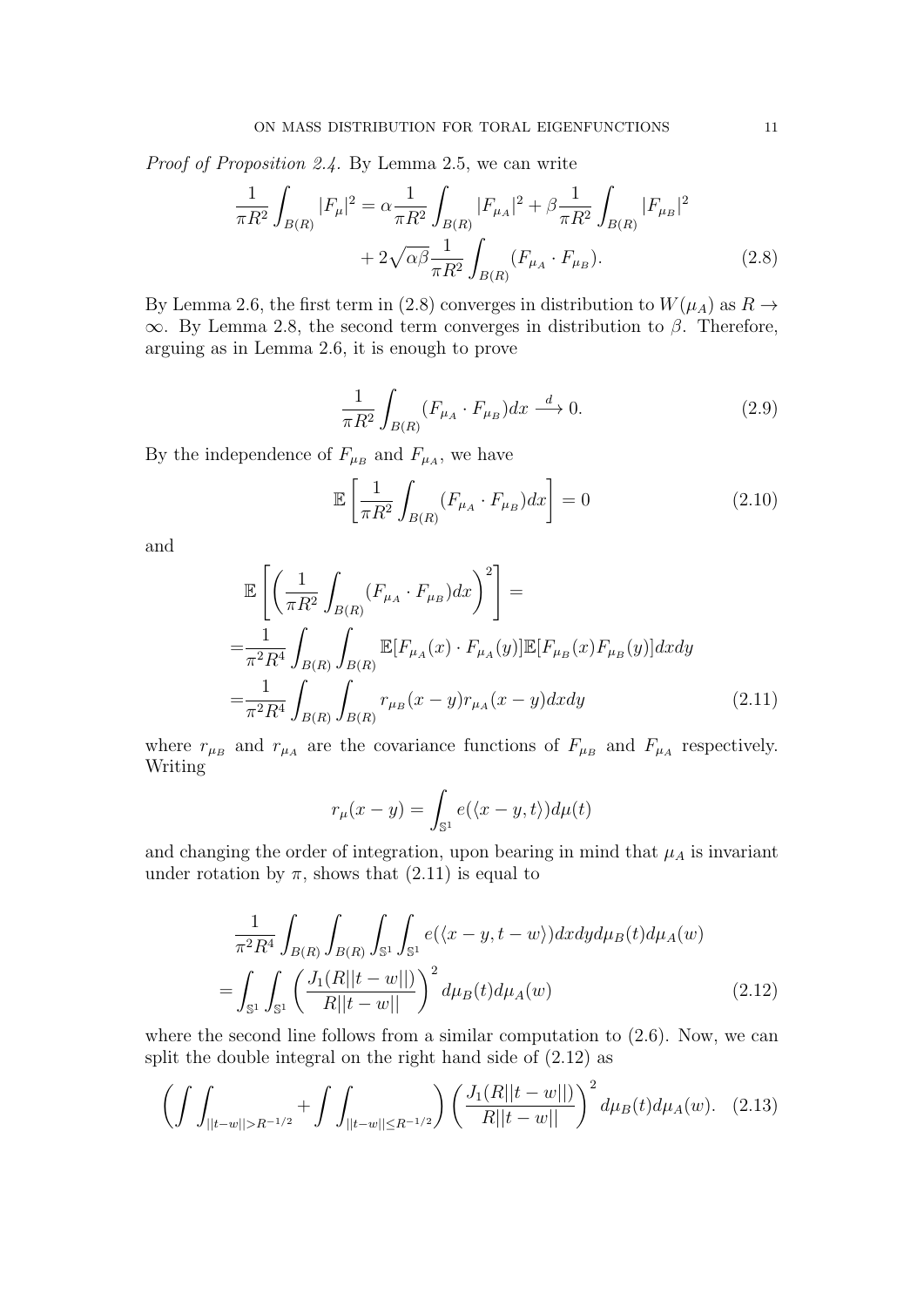*Proof of Proposition 2.4.* By Lemma 2.5, we can write

$$
\begin{aligned}
\frac{1}{\pi R^2}\int_{B(R)} |F_\mu|^2 = \alpha \frac{1}{\pi R^2}\int_{B(R)} |F_{\mu_A}|^2 + \beta \frac{1}{\pi R^2}\int_{B(R)} |F_{\mu_B}|^2 \\
+ 2\sqrt{\alpha\beta}\frac{1}{\pi R^2}\int_{B(R)} (F_{\mu_A}\cdot F_{\mu_B}).
\end{aligned} \tag{2.8}
$$

By Lemma 2.6, the first term in (2.8) converges in distribution to $W(\mu_A)$ as $R \to \infty$. By Lemma 2.8, the second term converges in distribution to $\beta$. Therefore, arguing as in Lemma 2.6, it is enough to prove

$$
\frac{1}{\pi R^2}\int_{B(R)} (F_{\mu_A}\cdot F_{\mu_B})dx \xrightarrow{d} 0. \tag{2.9}
$$

By the independence of $F_{\mu_B}$ and $F_{\mu_A}$, we have

$$
\mathbb{E}\left[\frac{1}{\pi R^2}\int_{B(R)} (F_{\mu_A}\cdot F_{\mu_B})dx\right] = 0 \tag{2.10}
$$

and

$$
\begin{aligned}
&\mathbb{E}\left[\left(\frac{1}{\pi R^2}\int_{B(R)} (F_{\mu_A}\cdot F_{\mu_B})dx\right)^2\right] = \\
=&\frac{1}{\pi^2 R^4}\int_{B(R)}\int_{B(R)} \mathbb{E}[F_{\mu_A}(x)\cdot F_{\mu_A}(y)]\mathbb{E}[F_{\mu_B}(x)F_{\mu_B}(y)]dxdy \\
=&\frac{1}{\pi^2 R^4}\int_{B(R)}\int_{B(R)} r_{\mu_B}(x-y) r_{\mu_A}(x-y)dxdy
\end{aligned} \tag{2.11}
$$

where $r_{\mu_B}$ and $r_{\mu_A}$ are the covariance functions of $F_{\mu_B}$ and $F_{\mu_A}$ respectively. Writing

$$
r_\mu(x-y) = \int_{\mathbb{S}^1} e(\langle x-y, t\rangle)d\mu(t)
$$

and changing the order of integration, upon bearing in mind that $\mu_A$ is invariant under rotation by $\pi$, shows that (2.11) is equal to

$$
\begin{aligned}
&\frac{1}{\pi^2 R^4}\int_{B(R)}\int_{B(R)}\int_{\mathbb{S}^1}\int_{\mathbb{S}^1} e(\langle x-y, t-w\rangle)dxdyd\mu_B(t)d\mu_A(w) \\
=&\int_{\mathbb{S}^1}\int_{\mathbb{S}^1}\left(\frac{J_1(R||t-w||)}{R||t-w||}\right)^2 d\mu_B(t)d\mu_A(w)
\end{aligned} \tag{2.12}
$$

where the second line follows from a similar computation to (2.6). Now, we can split the double integral on the right hand side of (2.12) as

$$
\left(\int\int_{||t-w||>R^{-1/2}} + \int\int_{||t-w||\le R^{-1/2}}\right)\left(\frac{J_1(R||t-w||)}{R||t-w||}\right)^2 d\mu_B(t)d\mu_A(w). \tag{2.13}
$$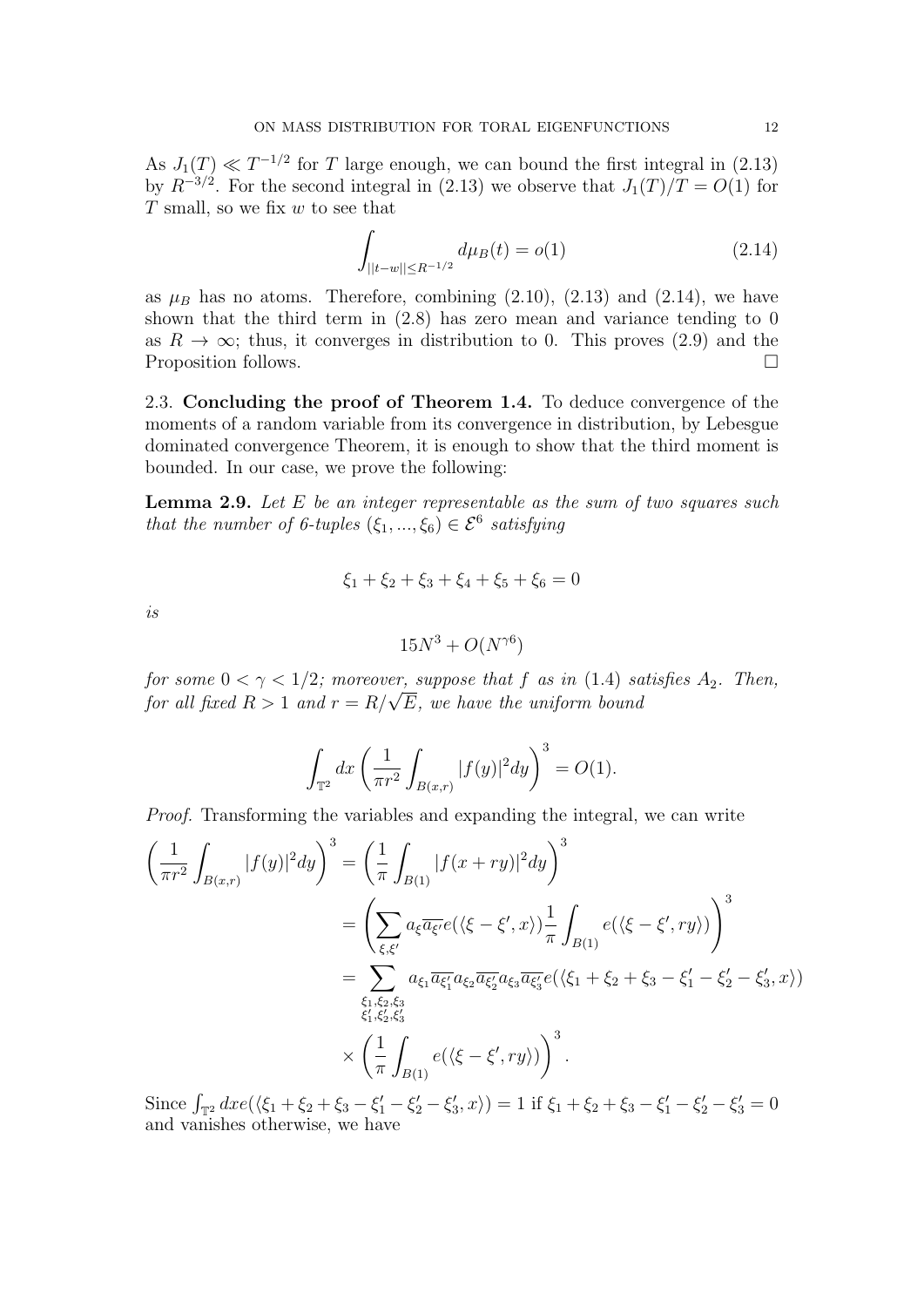As $J_1(T) \ll T^{-1/2}$ for $T$ large enough, we can bound the first integral in (2.13) by $R^{-3/2}$. For the second integral in (2.13) we observe that $J_1(T)/T = O(1)$ for $T$ small, so we fix $w$ to see that

$$\int_{||t-w|| \leq R^{-1/2}} d\mu_B(t) = o(1) \tag{2.14}$$

as $\mu_B$ has no atoms. Therefore, combining (2.10), (2.13) and (2.14), we have shown that the third term in (2.8) has zero mean and variance tending to 0 as $R \to \infty$; thus, it converges in distribution to 0. This proves (2.9) and the Proposition follows. $\square$

### 2.3. Concluding the proof of Theorem 1.4.

To deduce convergence of the moments of a random variable from its convergence in distribution, by Lebesgue dominated convergence Theorem, it is enough to show that the third moment is bounded. In our case, we prove the following:

**Lemma 2.9.** *Let $E$ be an integer representable as the sum of two squares such that the number of 6-tuples $(\xi_1, ..., \xi_6) \in \mathcal{E}^6$ satisfying*

$$\xi_1 + \xi_2 + \xi_3 + \xi_4 + \xi_5 + \xi_6 = 0$$

*is*

$$15N^3 + O(N^{\gamma 6})$$

*for some $0 < \gamma < 1/2$; moreover, suppose that $f$ as in (1.4) satisfies $A_2$. Then, for all fixed $R > 1$ and $r = R/\sqrt{E}$, we have the uniform bound*

$$\int_{\mathbb{T}^2} dx \left( \frac{1}{\pi r^2} \int_{B(x,r)} |f(y)|^2 dy \right)^3 = O(1).$$

*Proof.* Transforming the variables and expanding the integral, we can write

$$\begin{aligned}
\left( \frac{1}{\pi r^2} \int_{B(x,r)} |f(y)|^2 dy \right)^3 &= \left( \frac{1}{\pi} \int_{B(1)} |f(x + ry)|^2 dy \right)^3 \\
&= \left( \sum_{\xi, \xi'} a_\xi \overline{a_{\xi'}} e(\langle \xi - \xi', x \rangle) \frac{1}{\pi} \int_{B(1)} e(\langle \xi - \xi', ry \rangle) \right)^3 \\
&= \sum_{\substack{\xi_1, \xi_2, \xi_3 \\ \xi_1', \xi_2', \xi_3'}} a_{\xi_1} \overline{a_{\xi_1'}} a_{\xi_2} \overline{a_{\xi_2'}} a_{\xi_3} \overline{a_{\xi_3'}} e(\langle \xi_1 + \xi_2 + \xi_3 - \xi_1' - \xi_2' - \xi_3', x \rangle) \\
&\quad \times \left( \frac{1}{\pi} \int_{B(1)} e(\langle \xi - \xi', ry \rangle) \right)^3.
\end{aligned}$$

Since $\int_{\mathbb{T}^2} dx e(\langle \xi_1 + \xi_2 + \xi_3 - \xi_1' - \xi_2' - \xi_3', x \rangle) = 1$ if $\xi_1 + \xi_2 + \xi_3 - \xi_1' - \xi_2' - \xi_3' = 0$ and vanishes otherwise, we have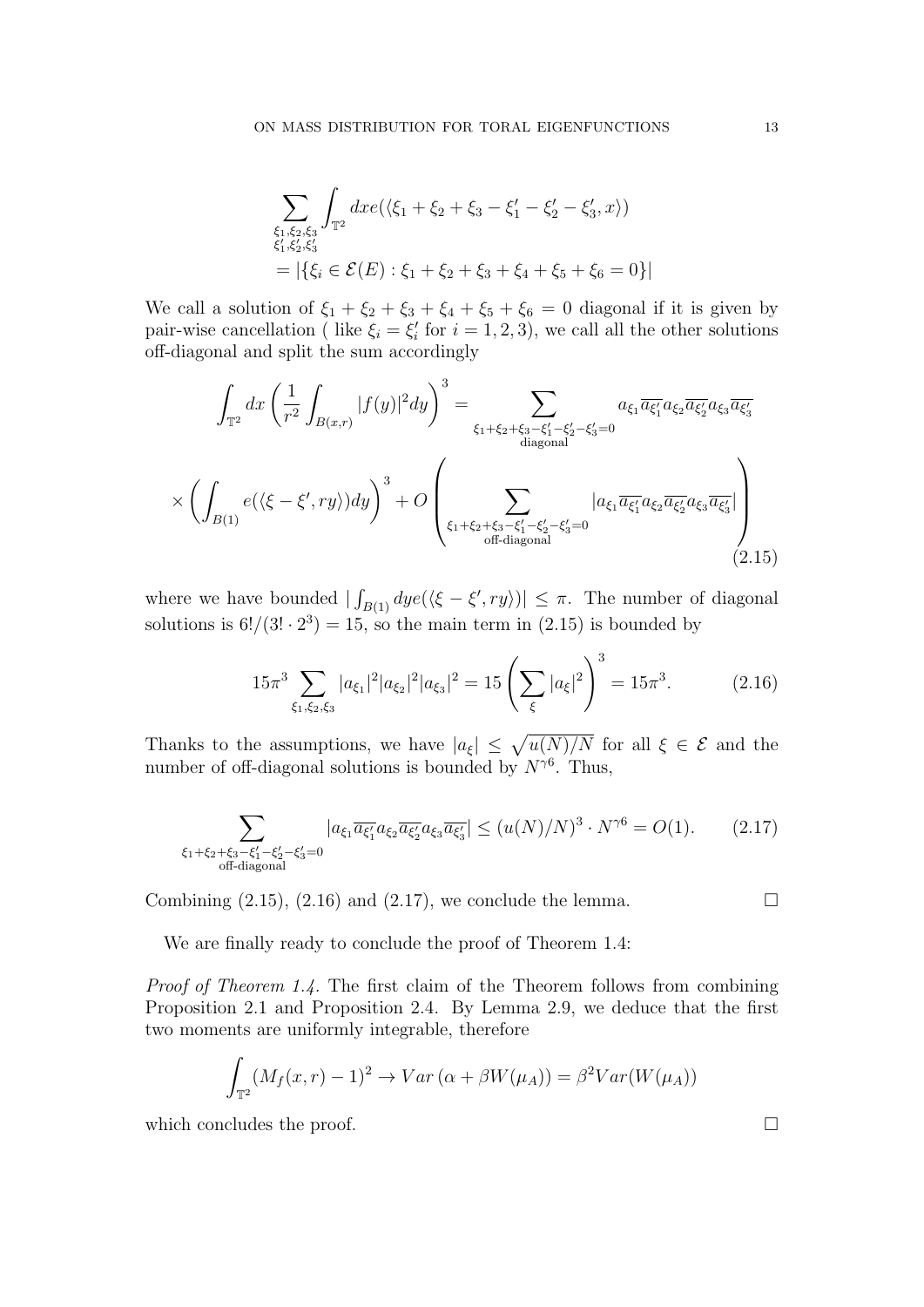$$
\sum_{\substack{\xi_1,\xi_2,\xi_3\\ \xi_1',\xi_2',\xi_3'}} \int_{\mathbb{T}^2} dx e(\langle \xi_1+\xi_2+\xi_3-\xi_1'-\xi_2'-\xi_3', x\rangle)
$$
$$
= |\{\xi_i \in \mathcal{E}(E) : \xi_1+\xi_2+\xi_3+\xi_4+\xi_5+\xi_6 = 0\}|
$$

We call a solution of $\xi_1+\xi_2+\xi_3+\xi_4+\xi_5+\xi_6 = 0$ diagonal if it is given by pair-wise cancellation ( like $\xi_i = \xi_i'$ for $i = 1, 2, 3$), we call all the other solutions off-diagonal and split the sum accordingly

$$
\int_{\mathbb{T}^2} dx \left( \frac{1}{r^2} \int_{B(x,r)} |f(y)|^2 dy \right)^3 = \sum_{\substack{\xi_1+\xi_2+\xi_3-\xi_1'-\xi_2'-\xi_3'=0\\ \text{diagonal}}} a_{\xi_1}\overline{a_{\xi_1'}} a_{\xi_2}\overline{a_{\xi_2'}} a_{\xi_3}\overline{a_{\xi_3'}}
$$
$$
\times \left( \int_{B(1)} e(\langle \xi - \xi', ry\rangle) dy \right)^3 + O\left( \sum_{\substack{\xi_1+\xi_2+\xi_3-\xi_1'-\xi_2'-\xi_3'=0\\ \text{off-diagonal}}} |a_{\xi_1}\overline{a_{\xi_1'}} a_{\xi_2}\overline{a_{\xi_2'}} a_{\xi_3}\overline{a_{\xi_3'}}| \right) \tag{2.15}
$$

where we have bounded $|\int_{B(1)} dy e(\langle \xi - \xi', ry\rangle)| \leq \pi$. The number of diagonal solutions is $6!/(3! \cdot 2^3) = 15$, so the main term in (2.15) is bounded by

$$
15\pi^3 \sum_{\xi_1,\xi_2,\xi_3} |a_{\xi_1}|^2 |a_{\xi_2}|^2 |a_{\xi_3}|^2 = 15 \left( \sum_{\xi} |a_\xi|^2 \right)^3 = 15\pi^3. \tag{2.16}
$$

Thanks to the assumptions, we have $|a_\xi| \leq \sqrt{u(N)/N}$ for all $\xi \in \mathcal{E}$ and the number of off-diagonal solutions is bounded by $N^{\gamma 6}$. Thus,

$$
\sum_{\substack{\xi_1+\xi_2+\xi_3-\xi_1'-\xi_2'-\xi_3'=0\\ \text{off-diagonal}}} |a_{\xi_1}\overline{a_{\xi_1'}} a_{\xi_2}\overline{a_{\xi_2'}} a_{\xi_3}\overline{a_{\xi_3'}}| \leq (u(N)/N)^3 \cdot N^{\gamma 6} = O(1). \tag{2.17}
$$

Combining (2.15), (2.16) and (2.17), we conclude the lemma. □

We are finally ready to conclude the proof of Theorem 1.4:

*Proof of Theorem 1.4.* The first claim of the Theorem follows from combining Proposition 2.1 and Proposition 2.4. By Lemma 2.9, we deduce that the first two moments are uniformly integrable, therefore

$$
\int_{\mathbb{T}^2} (M_f(x,r) - 1)^2 \to Var\left(\alpha + \beta W(\mu_A)\right) = \beta^2 Var(W(\mu_A))
$$

which concludes the proof. □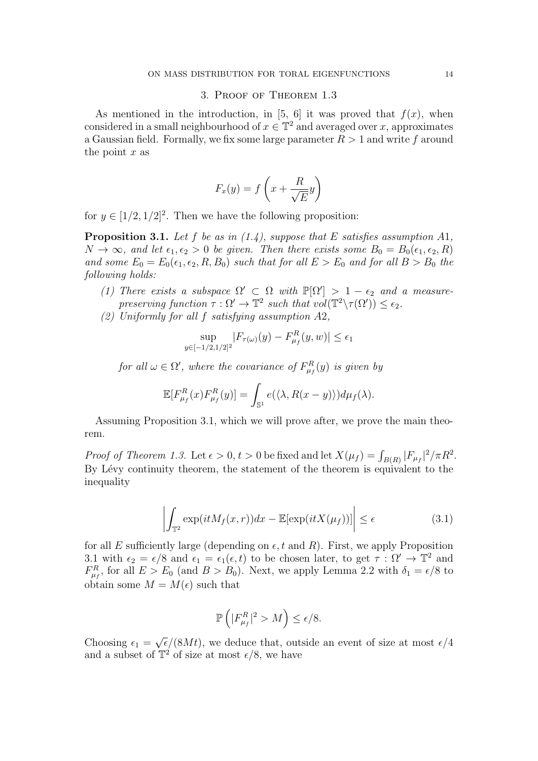## 3. Proof of Theorem 1.3

As mentioned in the introduction, in [5, 6] it was proved that $f(x)$, when considered in a small neighbourhood of $x \in \mathbb{T}^2$ and averaged over $x$, approximates a Gaussian field. Formally, we fix some large parameter $R > 1$ and write $f$ around the point $x$ as

$$F_x(y) = f\left(x + \frac{R}{\sqrt{E}}y\right)$$

for $y \in [1/2, 1/2]^2$. Then we have the following proposition:

**Proposition 3.1.** *Let $f$ be as in (1.4), suppose that $E$ satisfies assumption $A1$, $N \to \infty$, and let $\epsilon_1, \epsilon_2 > 0$ be given. Then there exists some $B_0 = B_0(\epsilon_1, \epsilon_2, R)$ and some $E_0 = E_0(\epsilon_1, \epsilon_2, R, B_0)$ such that for all $E > E_0$ and for all $B > B_0$ the following holds:*

1. *There exists a subspace $\Omega' \subset \Omega$ with $\mathbb{P}[\Omega'] > 1 - \epsilon_2$ and a measure-preserving function $\tau : \Omega' \to \mathbb{T}^2$ such that $vol(\mathbb{T}^2 \backslash \tau(\Omega')) \leq \epsilon_2$.*
2. *Uniformly for all $f$ satisfying assumption $A2$,*
$$\sup_{y \in [-1/2, 1/2]^2} |F_{\tau(\omega)}(y) - F^R_{\mu_f}(y, w)| \leq \epsilon_1$$
*for all $\omega \in \Omega'$, where the covariance of $F^R_{\mu_f}(y)$ is given by*
$$\mathbb{E}[F^R_{\mu_f}(x) F^R_{\mu_f}(y)] = \int_{\mathbb{S}^1} e(\langle \lambda, R(x - y) \rangle) d\mu_f(\lambda).$$

Assuming Proposition 3.1, which we will prove after, we prove the main theorem.

*Proof of Theorem 1.3.* Let $\epsilon > 0$, $t > 0$ be fixed and let $X(\mu_f) = \int_{B(R)} |F_{\mu_f}|^2 / \pi R^2$. By Lévy continuity theorem, the statement of the theorem is equivalent to the inequality

$$\left| \int_{\mathbb{T}^2} \exp(itM_f(x, r)) dx - \mathbb{E}[\exp(itX(\mu_f))] \right| \leq \epsilon \tag{3.1}$$

for all $E$ sufficiently large (depending on $\epsilon$, $t$ and $R$). First, we apply Proposition 3.1 with $\epsilon_2 = \epsilon/8$ and $\epsilon_1 = \epsilon_1(\epsilon, t)$ to be chosen later, to get $\tau : \Omega' \to \mathbb{T}^2$ and $F^R_{\mu_f}$, for all $E > E_0$ (and $B > B_0$). Next, we apply Lemma 2.2 with $\delta_1 = \epsilon/8$ to obtain some $M = M(\epsilon)$ such that

$$\mathbb{P}\left( |F^R_{\mu_f}|^2 > M \right) \leq \epsilon/8.$$

Choosing $\epsilon_1 = \sqrt{\epsilon}/(8Mt)$, we deduce that, outside an event of size at most $\epsilon/4$ and a subset of $\mathbb{T}^2$ of size at most $\epsilon/8$, we have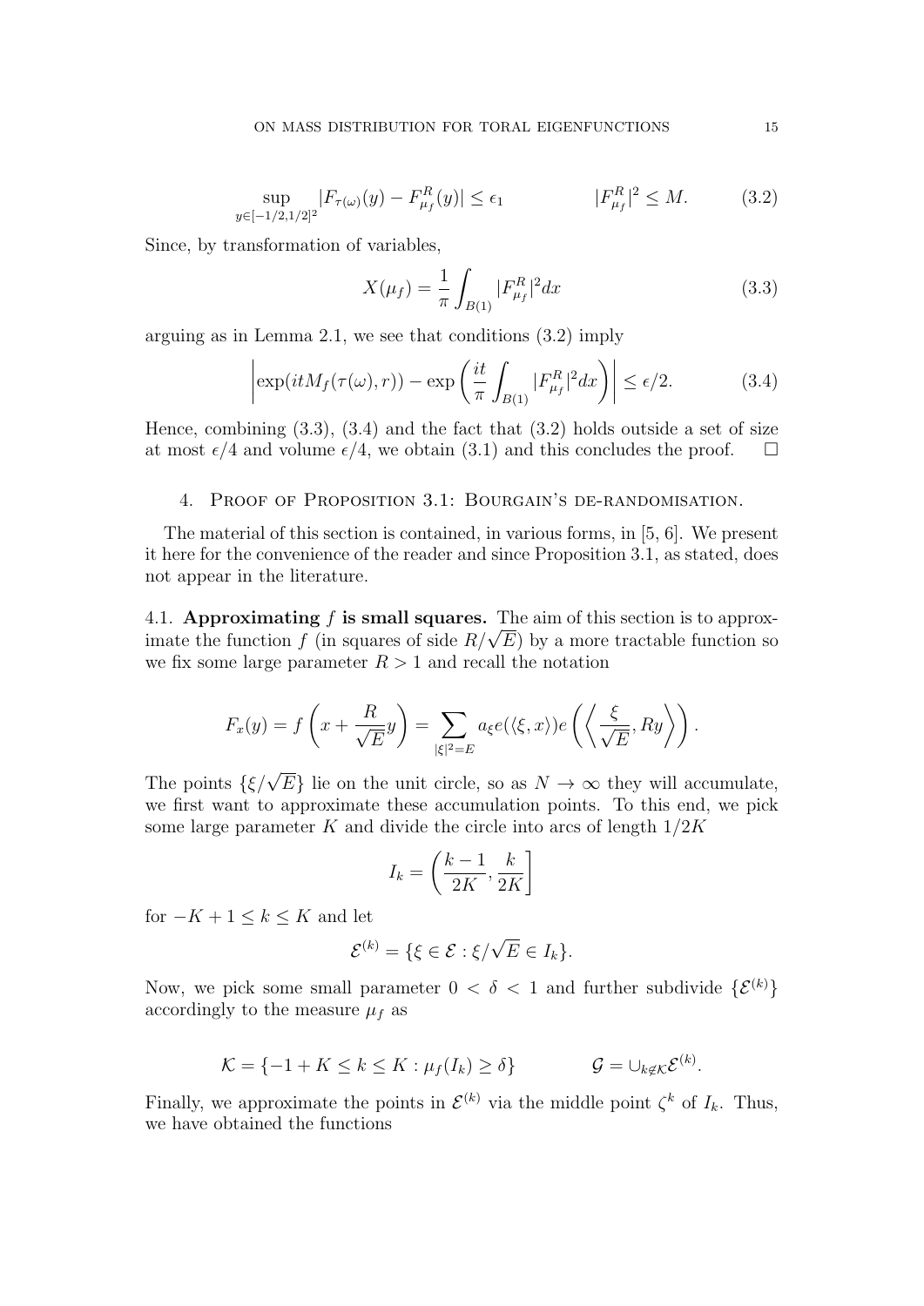$$\sup_{y\in[-1/2,1/2]^2} |F_{\tau(\omega)}(y) - F^R_{\mu_f}(y)| \leq \epsilon_1 \qquad\qquad |F^R_{\mu_f}|^2 \leq M. \tag{3.2}$$

Since, by transformation of variables,

$$X(\mu_f) = \frac{1}{\pi}\int_{B(1)} |F^R_{\mu_f}|^2 dx \tag{3.3}$$

arguing as in Lemma 2.1, we see that conditions (3.2) imply

$$\left|\exp(itM_f(\tau(\omega), r)) - \exp\left(\frac{it}{\pi}\int_{B(1)} |F^R_{\mu_f}|^2 dx\right)\right| \leq \epsilon/2. \tag{3.4}$$

Hence, combining (3.3), (3.4) and the fact that (3.2) holds outside a set of size at most $\epsilon/4$ and volume $\epsilon/4$, we obtain (3.1) and this concludes the proof. $\square$

## 4. Proof of Proposition 3.1: Bourgain's de-randomisation.

The material of this section is contained, in various forms, in [5, 6]. We present it here for the convenience of the reader and since Proposition 3.1, as stated, does not appear in the literature.

**4.1. Approximating $f$ is small squares.** The aim of this section is to approximate the function $f$ (in squares of side $R/\sqrt{E}$) by a more tractable function so we fix some large parameter $R > 1$ and recall the notation

$$F_x(y) = f\left(x + \frac{R}{\sqrt{E}}y\right) = \sum_{|\xi|^2=E} a_\xi e(\langle \xi, x\rangle) e\left(\left\langle \frac{\xi}{\sqrt{E}}, Ry\right\rangle\right).$$

The points $\{\xi/\sqrt{E}\}$ lie on the unit circle, so as $N\to\infty$ they will accumulate, we first want to approximate these accumulation points. To this end, we pick some large parameter $K$ and divide the circle into arcs of length $1/2K$

$$I_k = \left(\frac{k-1}{2K}, \frac{k}{2K}\right]$$

for $-K+1 \leq k \leq K$ and let

$$\mathcal{E}^{(k)} = \{\xi \in \mathcal{E} : \xi/\sqrt{E} \in I_k\}.$$

Now, we pick some small parameter $0 < \delta < 1$ and further subdivide $\{\mathcal{E}^{(k)}\}$ accordingly to the measure $\mu_f$ as

$$\mathcal{K} = \{-1+K \leq k \leq K : \mu_f(I_k) \geq \delta\} \qquad\qquad \mathcal{G} = \cup_{k\notin\mathcal{K}}\mathcal{E}^{(k)}.$$

Finally, we approximate the points in $\mathcal{E}^{(k)}$ via the middle point $\zeta^k$ of $I_k$. Thus, we have obtained the functions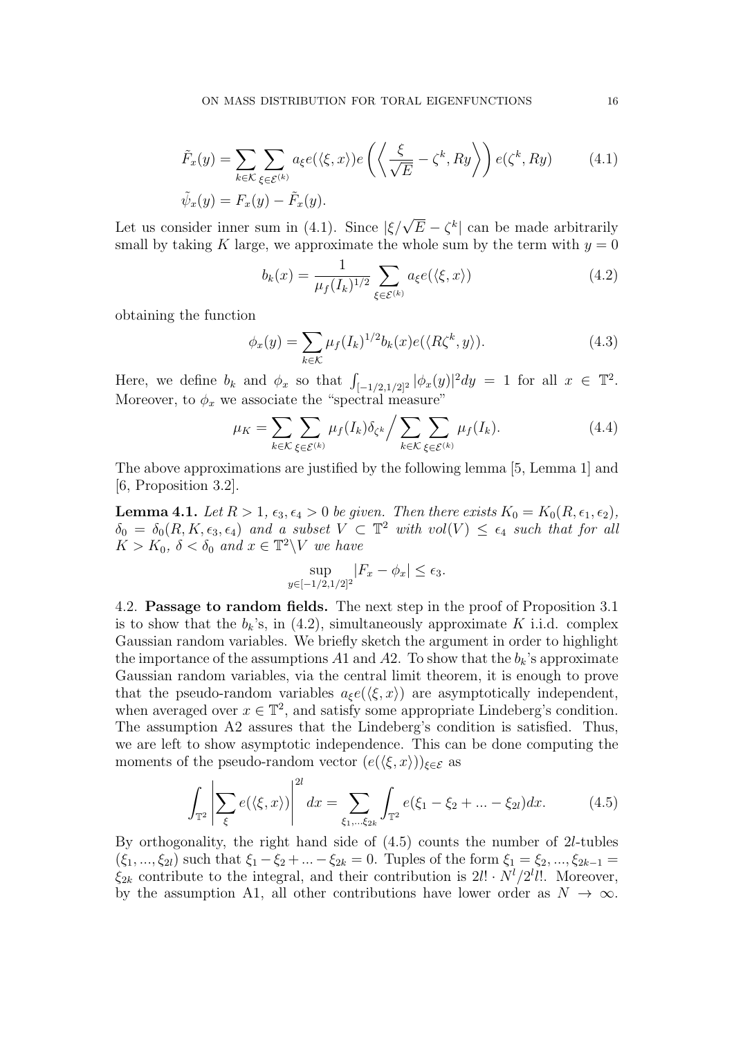$$\tilde{F}_x(y) = \sum_{k\in\mathcal{K}} \sum_{\xi\in\mathcal{E}^{(k)}} a_\xi e(\langle \xi, x\rangle) e\left(\left\langle \frac{\xi}{\sqrt{E}} - \zeta^k, Ry\right\rangle\right) e(\zeta^k, Ry) \tag{4.1}$$

$$\tilde{\psi}_x(y) = F_x(y) - \tilde{F}_x(y).$$

Let us consider inner sum in (4.1). Since $|\xi/\sqrt{E} - \zeta^k|$ can be made arbitrarily small by taking $K$ large, we approximate the whole sum by the term with $y = 0$

$$b_k(x) = \frac{1}{\mu_f(I_k)^{1/2}} \sum_{\xi\in\mathcal{E}^{(k)}} a_\xi e(\langle \xi, x\rangle) \tag{4.2}$$

obtaining the function

$$\phi_x(y) = \sum_{k\in\mathcal{K}} \mu_f(I_k)^{1/2} b_k(x) e(\langle R\zeta^k, y\rangle). \tag{4.3}$$

Here, we define $b_k$ and $\phi_x$ so that $\int_{[-1/2,1/2]^2} |\phi_x(y)|^2 dy = 1$ for all $x \in \mathbb{T}^2$. Moreover, to $\phi_x$ we associate the "spectral measure"

$$\mu_K = \sum_{k\in\mathcal{K}} \sum_{\xi\in\mathcal{E}^{(k)}} \mu_f(I_k)\delta_{\zeta^k} \Big/ \sum_{k\in\mathcal{K}} \sum_{\xi\in\mathcal{E}^{(k)}} \mu_f(I_k). \tag{4.4}$$

The above approximations are justified by the following lemma [5, Lemma 1] and [6, Proposition 3.2].

**Lemma 4.1.** *Let $R > 1$, $\epsilon_3, \epsilon_4 > 0$ be given. Then there exists $K_0 = K_0(R, \epsilon_1, \epsilon_2)$, $\delta_0 = \delta_0(R, K, \epsilon_3, \epsilon_4)$ and a subset $V \subset \mathbb{T}^2$ with $vol(V) \leq \epsilon_4$ such that for all $K > K_0$, $\delta < \delta_0$ and $x \in \mathbb{T}^2 \backslash V$ we have*

$$\sup_{y\in[-1/2,1/2]^2} |F_x - \phi_x| \leq \epsilon_3.$$

4.2. **Passage to random fields.** The next step in the proof of Proposition 3.1 is to show that the $b_k$'s, in (4.2), simultaneously approximate $K$ i.i.d. complex Gaussian random variables. We briefly sketch the argument in order to highlight the importance of the assumptions $A1$ and $A2$. To show that the $b_k$'s approximate Gaussian random variables, via the central limit theorem, it is enough to prove that the pseudo-random variables $a_\xi e(\langle \xi, x\rangle)$ are asymptotically independent, when averaged over $x \in \mathbb{T}^2$, and satisfy some appropriate Lindeberg's condition. The assumption A2 assures that the Lindeberg's condition is satisfied. Thus, we are left to show asymptotic independence. This can be done computing the moments of the pseudo-random vector $(e(\langle \xi, x\rangle))_{\xi\in\mathcal{E}}$ as

$$\int_{\mathbb{T}^2} \left| \sum_{\xi} e(\langle \xi, x\rangle) \right|^{2l} dx = \sum_{\xi_1,\ldots\xi_{2k}} \int_{\mathbb{T}^2} e(\xi_1 - \xi_2 + \ldots - \xi_{2l}) dx. \tag{4.5}$$

By orthogonality, the right hand side of (4.5) counts the number of $2l$-tubles $(\xi_1, \ldots, \xi_{2l})$ such that $\xi_1 - \xi_2 + \ldots - \xi_{2k} = 0$. Tuples of the form $\xi_1 = \xi_2, \ldots, \xi_{2k-1} = \xi_{2k}$ contribute to the integral, and their contribution is $2l! \cdot N^l / 2^l l!$. Moreover, by the assumption A1, all other contributions have lower order as $N \to \infty$.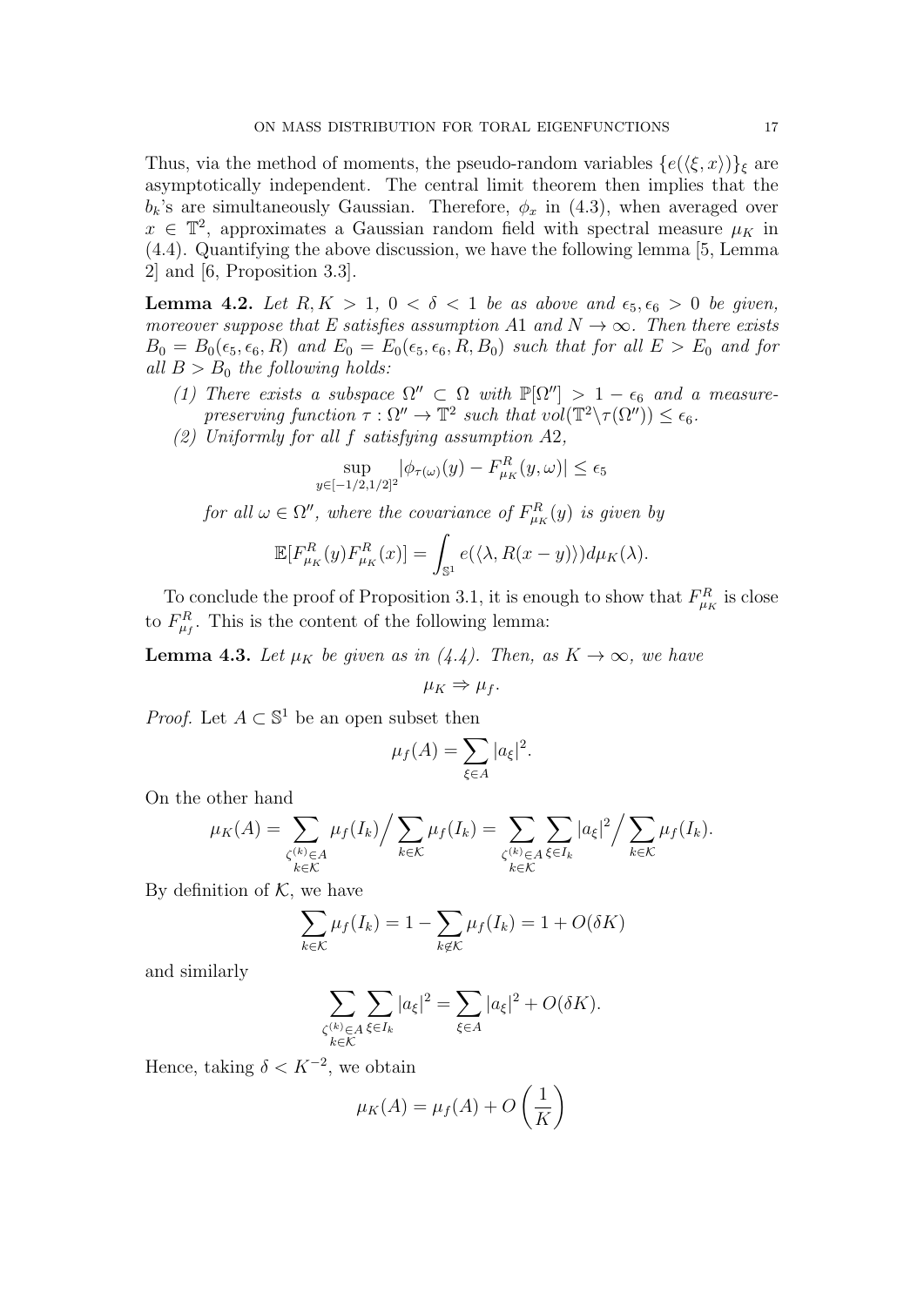Thus, via the method of moments, the pseudo-random variables $\{e(\langle \xi, x\rangle)\}_\xi$ are asymptotically independent. The central limit theorem then implies that the $b_k$'s are simultaneously Gaussian. Therefore, $\phi_x$ in (4.3), when averaged over $x \in \mathbb{T}^2$, approximates a Gaussian random field with spectral measure $\mu_K$ in (4.4). Quantifying the above discussion, we have the following lemma [5, Lemma 2] and [6, Proposition 3.3].

**Lemma 4.2.** *Let $R, K > 1$, $0 < \delta < 1$ be as above and $\epsilon_5, \epsilon_6 > 0$ be given, moreover suppose that $E$ satisfies assumption $A1$ and $N \to \infty$. Then there exists $B_0 = B_0(\epsilon_5, \epsilon_6, R)$ and $E_0 = E_0(\epsilon_5, \epsilon_6, R, B_0)$ such that for all $E > E_0$ and for all $B > B_0$ the following holds:*

1. *There exists a subspace $\Omega'' \subset \Omega$ with $\mathbb{P}[\Omega''] > 1 - \epsilon_6$ and a measure-preserving function $\tau : \Omega'' \to \mathbb{T}^2$ such that $vol(\mathbb{T}^2 \backslash \tau(\Omega'')) \leq \epsilon_6$.*
2. *Uniformly for all $f$ satisfying assumption $A2$,*
$$\sup_{y \in [-1/2, 1/2]^2} |\phi_{\tau(\omega)}(y) - F^R_{\mu_K}(y, \omega)| \leq \epsilon_5$$
*for all $\omega \in \Omega''$, where the covariance of $F^R_{\mu_K}(y)$ is given by*
$$\mathbb{E}[F^R_{\mu_K}(y) F^R_{\mu_K}(x)] = \int_{\mathbb{S}^1} e(\langle \lambda, R(x-y)\rangle) d\mu_K(\lambda).$$

To conclude the proof of Proposition 3.1, it is enough to show that $F^R_{\mu_K}$ is close to $F^R_{\mu_f}$. This is the content of the following lemma:

**Lemma 4.3.** *Let $\mu_K$ be given as in (4.4). Then, as $K \to \infty$, we have*
$$\mu_K \Rightarrow \mu_f.$$

*Proof.* Let $A \subset \mathbb{S}^1$ be an open subset then
$$\mu_f(A) = \sum_{\xi \in A} |a_\xi|^2.$$
On the other hand
$$\mu_K(A) = \sum_{\substack{\zeta^{(k)} \in A \\ k \in \mathcal{K}}} \mu_f(I_k) \Big/ \sum_{k \in \mathcal{K}} \mu_f(I_k) = \sum_{\substack{\zeta^{(k)} \in A \\ k \in \mathcal{K}}} \sum_{\xi \in I_k} |a_\xi|^2 \Big/ \sum_{k \in \mathcal{K}} \mu_f(I_k).$$
By definition of $\mathcal{K}$, we have
$$\sum_{k \in \mathcal{K}} \mu_f(I_k) = 1 - \sum_{k \notin \mathcal{K}} \mu_f(I_k) = 1 + O(\delta K)$$
and similarly
$$\sum_{\substack{\zeta^{(k)} \in A \\ k \in \mathcal{K}}} \sum_{\xi \in I_k} |a_\xi|^2 = \sum_{\xi \in A} |a_\xi|^2 + O(\delta K).$$
Hence, taking $\delta < K^{-2}$, we obtain
$$\mu_K(A) = \mu_f(A) + O\left(\frac{1}{K}\right)$$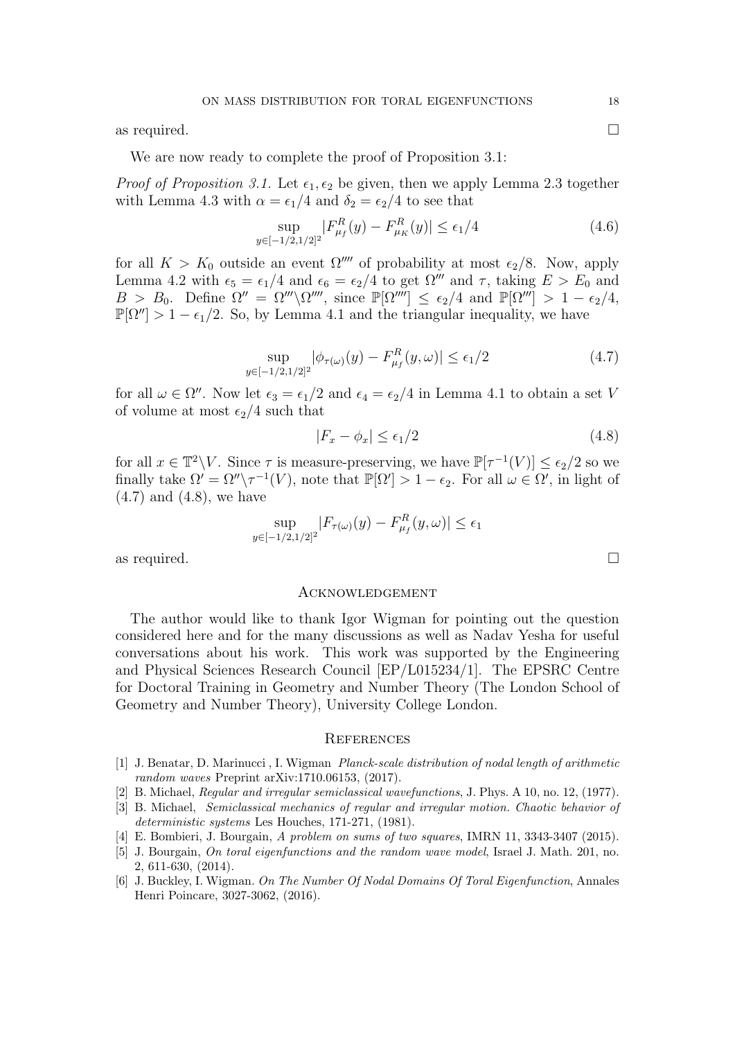as required. □

We are now ready to complete the proof of Proposition 3.1:

*Proof of Proposition 3.1.* Let $\epsilon_1, \epsilon_2$ be given, then we apply Lemma 2.3 together with Lemma 4.3 with $\alpha = \epsilon_1/4$ and $\delta_2 = \epsilon_2/4$ to see that

$$\sup_{y \in [-1/2,1/2]^2} |F^R_{\mu_f}(y) - F^R_{\mu_K}(y)| \leq \epsilon_1/4 \tag{4.6}$$

for all $K > K_0$ outside an event $\Omega''''$ of probability at most $\epsilon_2/8$. Now, apply Lemma 4.2 with $\epsilon_5 = \epsilon_1/4$ and $\epsilon_6 = \epsilon_2/4$ to get $\Omega'''$ and $\tau$, taking $E > E_0$ and $B > B_0$. Define $\Omega'' = \Omega''' \backslash \Omega''''$, since $\mathbb{P}[\Omega''''] \leq \epsilon_2/4$ and $\mathbb{P}[\Omega'''] > 1 - \epsilon_2/4$, $\mathbb{P}[\Omega''] > 1 - \epsilon_1/2$. So, by Lemma 4.1 and the triangular inequality, we have

$$\sup_{y \in [-1/2,1/2]^2} |\phi_{\tau(\omega)}(y) - F^R_{\mu_f}(y, \omega)| \leq \epsilon_1/2 \tag{4.7}$$

for all $\omega \in \Omega''$. Now let $\epsilon_3 = \epsilon_1/2$ and $\epsilon_4 = \epsilon_2/4$ in Lemma 4.1 to obtain a set $V$ of volume at most $\epsilon_2/4$ such that

$$|F_x - \phi_x| \leq \epsilon_1/2 \tag{4.8}$$

for all $x \in \mathbb{T}^2 \backslash V$. Since $\tau$ is measure-preserving, we have $\mathbb{P}[\tau^{-1}(V)] \leq \epsilon_2/2$ so we finally take $\Omega' = \Omega'' \backslash \tau^{-1}(V)$, note that $\mathbb{P}[\Omega'] > 1 - \epsilon_2$. For all $\omega \in \Omega'$, in light of (4.7) and (4.8), we have

$$\sup_{y \in [-1/2,1/2]^2} |F_{\tau(\omega)}(y) - F^R_{\mu_f}(y, \omega)| \leq \epsilon_1$$

as required. □

## Acknowledgement

The author would like to thank Igor Wigman for pointing out the question considered here and for the many discussions as well as Nadav Yesha for useful conversations about his work. This work was supported by the Engineering and Physical Sciences Research Council [EP/L015234/1]. The EPSRC Centre for Doctoral Training in Geometry and Number Theory (The London School of Geometry and Number Theory), University College London.

## References

[1] J. Benatar, D. Marinucci , I. Wigman *Planck-scale distribution of nodal length of arithmetic random waves* Preprint arXiv:1710.06153, (2017).

[2] B. Michael, *Regular and irregular semiclassical wavefunctions*, J. Phys. A 10, no. 12, (1977).

[3] B. Michael, *Semiclassical mechanics of regular and irregular motion. Chaotic behavior of deterministic systems* Les Houches, 171-271, (1981).

[4] E. Bombieri, J. Bourgain, *A problem on sums of two squares*, IMRN 11, 3343-3407 (2015).

[5] J. Bourgain, *On toral eigenfunctions and the random wave model*, Israel J. Math. 201, no. 2, 611-630, (2014).

[6] J. Buckley, I. Wigman. *On The Number Of Nodal Domains Of Toral Eigenfunction*, Annales Henri Poincare, 3027-3062, (2016).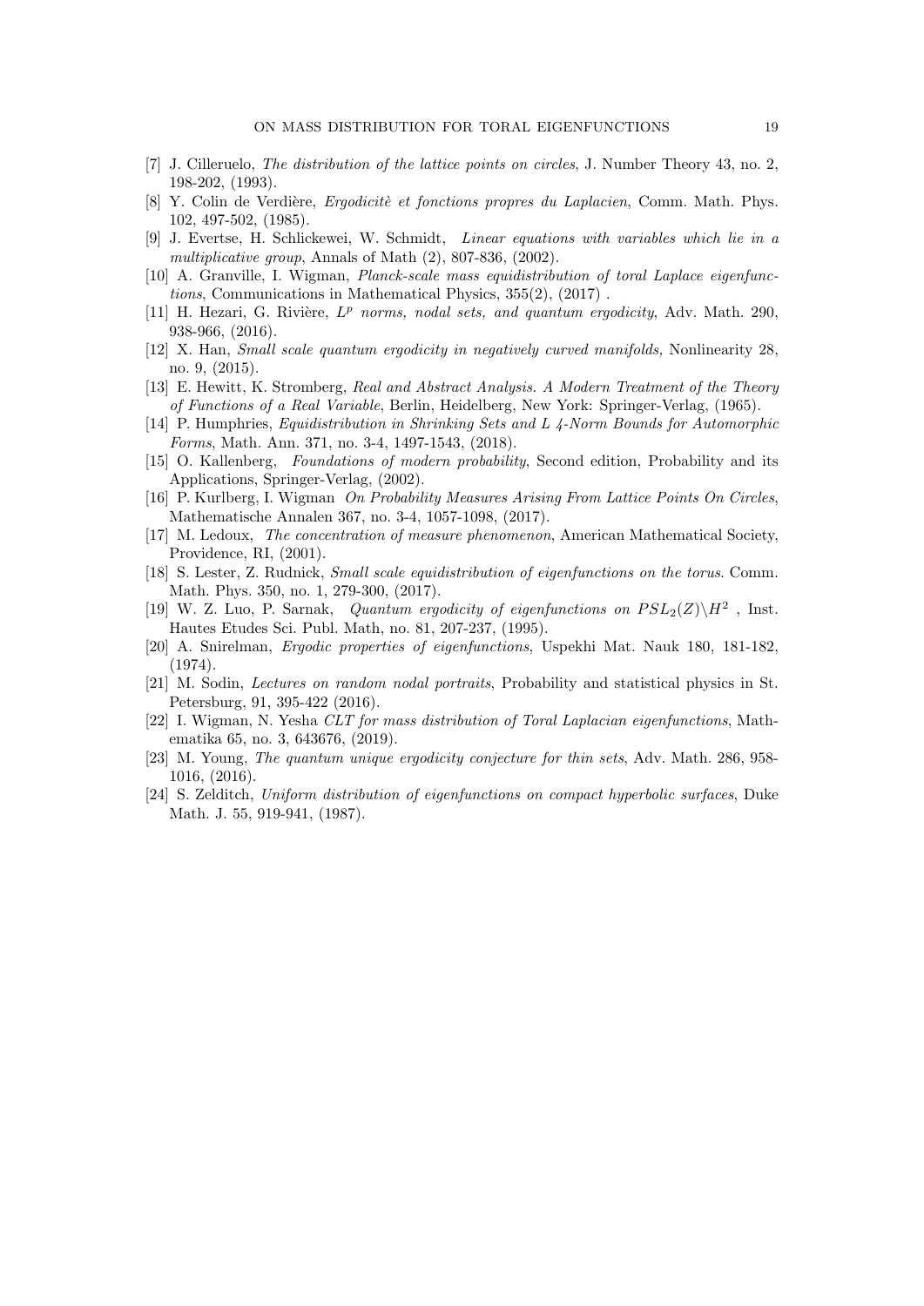[7] J. Cilleruelo, *The distribution of the lattice points on circles*, J. Number Theory 43, no. 2, 198-202, (1993).

[8] Y. Colin de Verdière, *Ergodicitè et fonctions propres du Laplacien*, Comm. Math. Phys. 102, 497-502, (1985).

[9] J. Evertse, H. Schlickewei, W. Schmidt, *Linear equations with variables which lie in a multiplicative group*, Annals of Math (2), 807-836, (2002).

[10] A. Granville, I. Wigman, *Planck-scale mass equidistribution of toral Laplace eigenfunctions*, Communications in Mathematical Physics, 355(2), (2017) .

[11] H. Hezari, G. Rivière, *$L^p$ norms, nodal sets, and quantum ergodicity*, Adv. Math. 290, 938-966, (2016).

[12] X. Han, *Small scale quantum ergodicity in negatively curved manifolds,* Nonlinearity 28, no. 9, (2015).

[13] E. Hewitt, K. Stromberg, *Real and Abstract Analysis. A Modern Treatment of the Theory of Functions of a Real Variable*, Berlin, Heidelberg, New York: Springer-Verlag, (1965).

[14] P. Humphries, *Equidistribution in Shrinking Sets and L 4-Norm Bounds for Automorphic Forms*, Math. Ann. 371, no. 3-4, 1497-1543, (2018).

[15] O. Kallenberg, *Foundations of modern probability*, Second edition, Probability and its Applications, Springer-Verlag, (2002).

[16] P. Kurlberg, I. Wigman *On Probability Measures Arising From Lattice Points On Circles*, Mathematische Annalen 367, no. 3-4, 1057-1098, (2017).

[17] M. Ledoux, *The concentration of measure phenomenon*, American Mathematical Society, Providence, RI, (2001).

[18] S. Lester, Z. Rudnick, *Small scale equidistribution of eigenfunctions on the torus*. Comm. Math. Phys. 350, no. 1, 279-300, (2017).

[19] W. Z. Luo, P. Sarnak, *Quantum ergodicity of eigenfunctions on $PSL_2(Z)\backslash H^2$* , Inst. Hautes Etudes Sci. Publ. Math, no. 81, 207-237, (1995).

[20] A. Snirelman, *Ergodic properties of eigenfunctions*, Uspekhi Mat. Nauk 180, 181-182, (1974).

[21] M. Sodin, *Lectures on random nodal portraits*, Probability and statistical physics in St. Petersburg, 91, 395-422 (2016).

[22] I. Wigman, N. Yesha *CLT for mass distribution of Toral Laplacian eigenfunctions*, Mathematika 65, no. 3, 643676, (2019).

[23] M. Young, *The quantum unique ergodicity conjecture for thin sets*, Adv. Math. 286, 958-1016, (2016).

[24] S. Zelditch, *Uniform distribution of eigenfunctions on compact hyperbolic surfaces*, Duke Math. J. 55, 919-941, (1987).